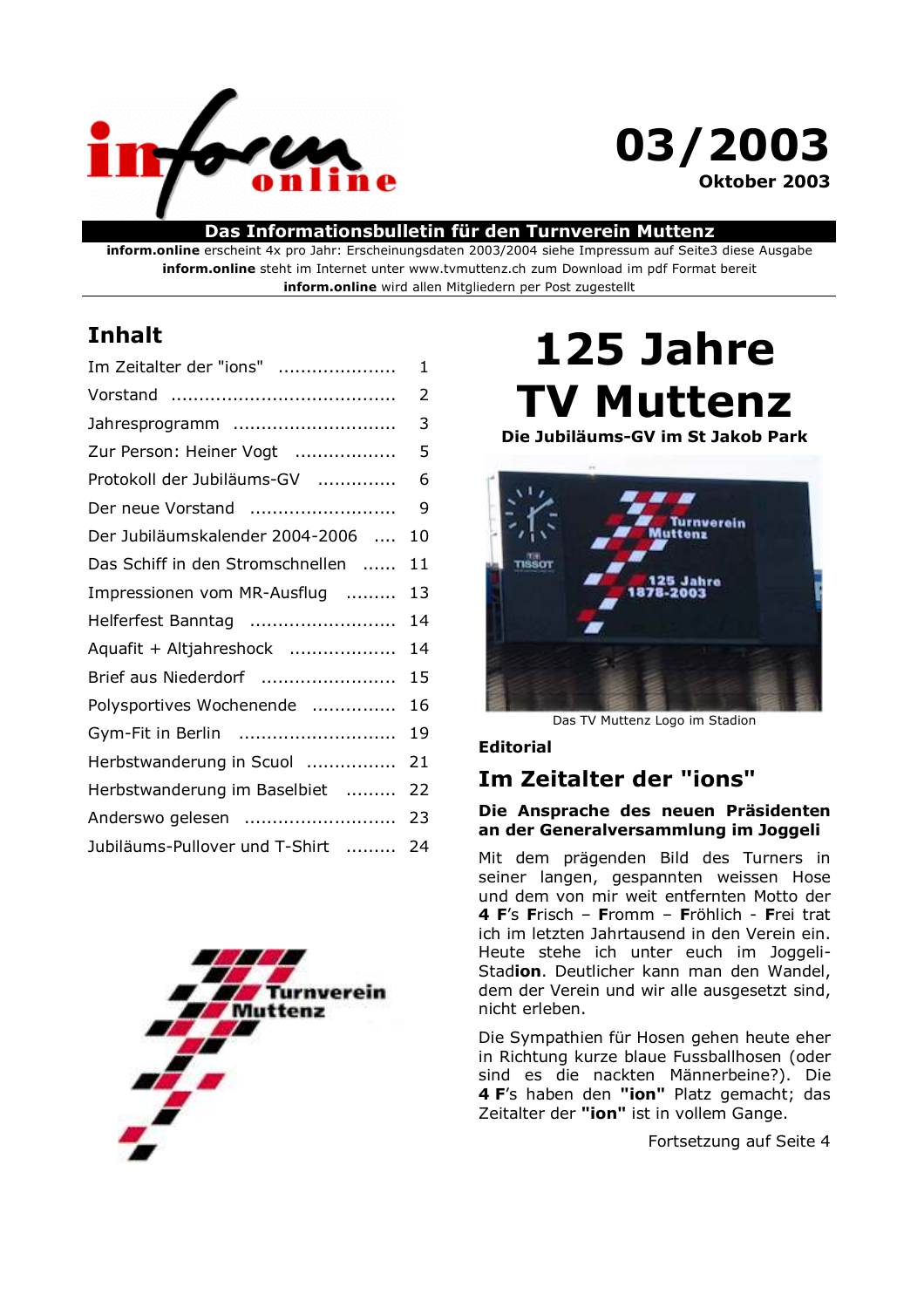# inform online

# 03/2003

**Oktober 2003**

**Das Informationsbulletin für den Turnverein Muttenz**

**inform.online** erscheint 4x pro Jahr: Erscheinungsdaten 2003/2004 siehe Impressum auf Seite3 diese Ausgabe
**inform.online** steht im Internet unter www.tvmuttenz.ch zum Download im pdf Format bereit
**inform.online** wird allen Mitgliedern per Post zugestellt

## Inhalt

| | |
|---|---|
| Im Zeitalter der "ions" | 1 |
| Vorstand | 2 |
| Jahresprogramm | 3 |
| Zur Person: Heiner Vogt | 5 |
| Protokoll der Jubiläums-GV | 6 |
| Der neue Vorstand | 9 |
| Der Jubiläumskalender 2004-2006 | 10 |
| Das Schiff in den Stromschnellen | 11 |
| Impressionen vom MR-Ausflug | 13 |
| Helferfest Banntag | 14 |
| Aquafit + Altjahreshock | 14 |
| Brief aus Niederdorf | 15 |
| Polysportives Wochenende | 16 |
| Gym-Fit in Berlin | 19 |
| Herbstwanderung in Scuol | 21 |
| Herbstwanderung im Baselbiet | 22 |
| Anderswo gelesen | 23 |
| Jubiläums-Pullover und T-Shirt | 24 |

# 125 Jahre TV Muttenz

**Die Jubiläums-GV im St Jakob Park**

Das TV Muttenz Logo im Stadion

**Editorial**

## Im Zeitalter der "ions"

**Die Ansprache des neuen Präsidenten an der Generalversammlung im Joggeli**

Mit dem prägenden Bild des Turners in seiner langen, gespannten weissen Hose und dem von mir weit entfernten Motto der **4 F**'s **F**risch – **F**romm – **F**röhlich - **F**rei trat ich im letzten Jahrtausend in den Verein ein. Heute stehe ich unter euch im Joggeli-Stad**ion**. Deutlicher kann man den Wandel, dem der Verein und wir alle ausgesetzt sind, nicht erleben.

Die Sympathien für Hosen gehen heute eher in Richtung kurze blaue Fussballhosen (oder sind es die nackten Männerbeine?). Die **4 F**'s haben den **"ion"** Platz gemacht; das Zeitalter der **"ion"** ist in vollem Gange.

Fortsetzung auf Seite 4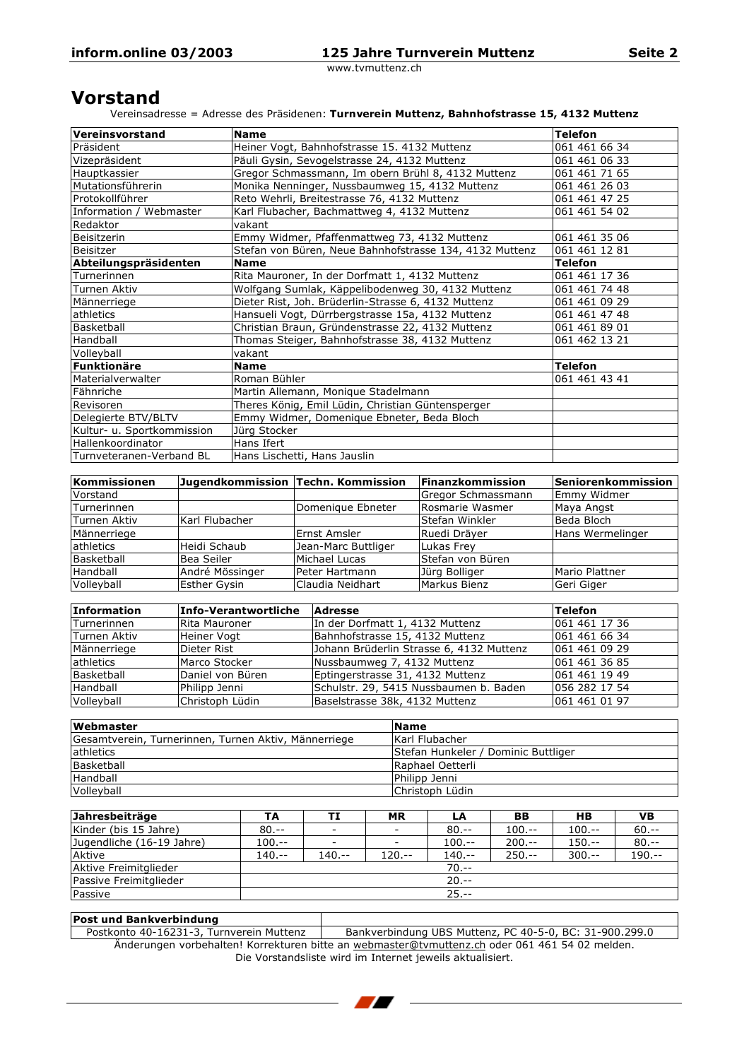# Vorstand

Vereinsadresse = Adresse des Präsidenen: **Turnverein Muttenz, Bahnhofstrasse 15, 4132 Muttenz**

| Vereinsvorstand | Name | Telefon |
|---|---|---|
| Präsident | Heiner Vogt, Bahnhofstrasse 15. 4132 Muttenz | 061 461 66 34 |
| Vizepräsident | Päuli Gysin, Sevogelstrasse 24, 4132 Muttenz | 061 461 06 33 |
| Hauptkassier | Gregor Schmassmann, Im obern Brühl 8, 4132 Muttenz | 061 461 71 65 |
| Mutationsführerin | Monika Nenninger, Nussbaumweg 15, 4132 Muttenz | 061 461 26 03 |
| Protokollführer | Reto Wehrli, Breitestrasse 76, 4132 Muttenz | 061 461 47 25 |
| Information / Webmaster | Karl Flubacher, Bachmattweg 4, 4132 Muttenz | 061 461 54 02 |
| Redaktor | vakant | |
| Beisitzerin | Emmy Widmer, Pfaffenmattweg 73, 4132 Muttenz | 061 461 35 06 |
| Beisitzer | Stefan von Büren, Neue Bahnhofstrasse 134, 4132 Muttenz | 061 461 12 81 |
| **Abteilungspräsidenten** | **Name** | **Telefon** |
| Turnerinnen | Rita Mauroner, In der Dorfmatt 1, 4132 Muttenz | 061 461 17 36 |
| Turnen Aktiv | Wolfgang Sumlak, Käppelibodenweg 30, 4132 Muttenz | 061 461 74 48 |
| Männerriege | Dieter Rist, Joh. Brüderlin-Strasse 6, 4132 Muttenz | 061 461 09 29 |
| athletics | Hansueli Vogt, Dürrbergstrasse 15a, 4132 Muttenz | 061 461 47 48 |
| Basketball | Christian Braun, Gründenstrasse 22, 4132 Muttenz | 061 461 89 01 |
| Handball | Thomas Steiger, Bahnhofstrasse 38, 4132 Muttenz | 061 462 13 21 |
| Volleyball | vakant | |
| **Funktionäre** | **Name** | **Telefon** |
| Materialverwalter | Roman Bühler | 061 461 43 41 |
| Fähnriche | Martin Allemann, Monique Stadelmann | |
| Revisoren | Theres König, Emil Lüdin, Christian Güntensperger | |
| Delegierte BTV/BLTV | Emmy Widmer, Domenique Ebneter, Beda Bloch | |
| Kultur- u. Sportkommission | Jürg Stocker | |
| Hallenkoordinator | Hans Ifert | |
| Turnveteranen-Verband BL | Hans Lischetti, Hans Jauslin | |

| Kommissionen | Jugendkommission | Techn. Kommission | Finanzkommission | Seniorenkommission |
|---|---|---|---|---|
| Vorstand | | | Gregor Schmassmann | Emmy Widmer |
| Turnerinnen | | Domenique Ebneter | Rosmarie Wasmer | Maya Angst |
| Turnen Aktiv | Karl Flubacher | | Stefan Winkler | Beda Bloch |
| Männerriege | | Ernst Amsler | Ruedi Dräyer | Hans Wermelinger |
| athletics | Heidi Schaub | Jean-Marc Buttliger | Lukas Frey | |
| Basketball | Bea Seiler | Michael Lucas | Stefan von Büren | |
| Handball | André Mössinger | Peter Hartmann | Jürg Bolliger | Mario Plattner |
| Volleyball | Esther Gysin | Claudia Neidhart | Markus Bienz | Geri Giger |

| Information | Info-Verantwortliche | Adresse | Telefon |
|---|---|---|---|
| Turnerinnen | Rita Mauroner | In der Dorfmatt 1, 4132 Muttenz | 061 461 17 36 |
| Turnen Aktiv | Heiner Vogt | Bahnhofstrasse 15, 4132 Muttenz | 061 461 66 34 |
| Männerriege | Dieter Rist | Johann Brüderlin Strasse 6, 4132 Muttenz | 061 461 09 29 |
| athletics | Marco Stocker | Nussbaumweg 7, 4132 Muttenz | 061 461 36 85 |
| Basketball | Daniel von Büren | Eptingerstrasse 31, 4132 Muttenz | 061 461 19 49 |
| Handball | Philipp Jenni | Schulstr. 29, 5415 Nussbaumen b. Baden | 056 282 17 54 |
| Volleyball | Christoph Lüdin | Baselstrasse 38k, 4132 Muttenz | 061 461 01 97 |

| Webmaster | Name |
|---|---|
| Gesamtverein, Turnerinnen, Turnen Aktiv, Männerriege | Karl Flubacher |
| athletics | Stefan Hunkeler / Dominic Buttliger |
| Basketball | Raphael Oetterli |
| Handball | Philipp Jenni |
| Volleyball | Christoph Lüdin |

| Jahresbeiträge | TA | TI | MR | LA | BB | HB | VB |
|---|---|---|---|---|---|---|---|
| Kinder (bis 15 Jahre) | 80.-- | - | - | 80.-- | 100.-- | 100.-- | 60.-- |
| Jugendliche (16-19 Jahre) | 100.-- | - | - | 100.-- | 200.-- | 150.-- | 80.-- |
| Aktive | 140.-- | 140.-- | 120.-- | 140.-- | 250.-- | 300.-- | 190.-- |
| Aktive Freimitglieder | 70.-- | | | | | | |
| Passive Freimitglieder | 20.-- | | | | | | |
| Passive | 25.-- | | | | | | |

| Post und Bankverbindung | |
|---|---|
| Postkonto 40-16231-3, Turnverein Muttenz | Bankverbindung UBS Muttenz, PC 40-5-0, BC: 31-900.299.0 |

Änderungen vorbehalten! Korrekturen bitte an webmaster@tvmuttenz.ch oder 061 461 54 02 melden.
Die Vorstandsliste wird im Internet jeweils aktualisiert.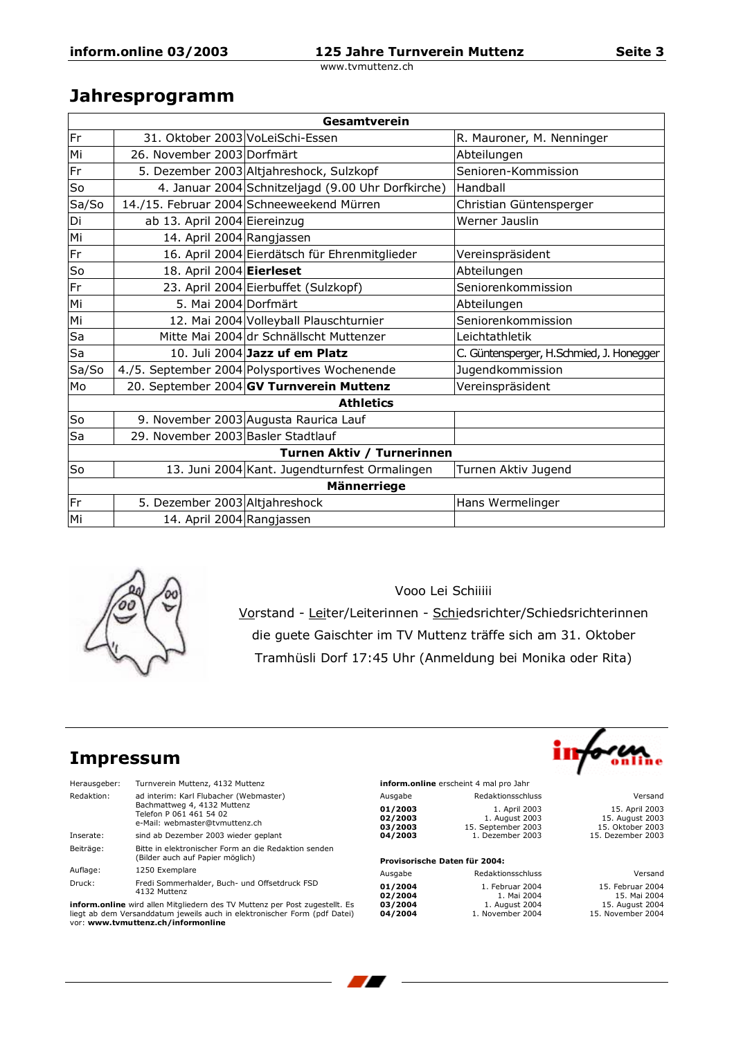# Jahresprogramm

| Gesamtverein | | | |
|---|---|---|---|
| Fr | 31. Oktober 2003 | VoLeiSchi-Essen | R. Mauroner, M. Nenninger |
| Mi | 26. November 2003 | Dorfmärt | Abteilungen |
| Fr | 5. Dezember 2003 | Altjahreshock, Sulzkopf | Senioren-Kommission |
| So | 4. Januar 2004 | Schnitzeljagd (9.00 Uhr Dorfkirche) | Handball |
| Sa/So | 14./15. Februar 2004 | Schneeweekend Mürren | Christian Güntensperger |
| Di | ab 13. April 2004 | Eiereinzug | Werner Jauslin |
| Mi | 14. April 2004 | Rangjassen | |
| Fr | 16. April 2004 | Eierdätsch für Ehrenmitglieder | Vereinspräsident |
| So | 18. April 2004 | **Eierleset** | Abteilungen |
| Fr | 23. April 2004 | Eierbuffet (Sulzkopf) | Seniorenkommission |
| Mi | 5. Mai 2004 | Dorfmärt | Abteilungen |
| Mi | 12. Mai 2004 | Volleyball Plauschturnier | Seniorenkommission |
| Sa | Mitte Mai 2004 | dr Schnällscht Muttenzer | Leichtathletik |
| Sa | 10. Juli 2004 | **Jazz uf em Platz** | C. Güntensperger, H.Schmied, J. Honegger |
| Sa/So | 4./5. September 2004 | Polysportives Wochenende | Jugendkommission |
| Mo | 20. September 2004 | **GV Turnverein Muttenz** | Vereinspräsident |
| **Athletics** | | | |
| So | 9. November 2003 | Augusta Raurica Lauf | |
| Sa | 29. November 2003 | Basler Stadtlauf | |
| **Turnen Aktiv / Turnerinnen** | | | |
| So | 13. Juni 2004 | Kant. Jugendturnfest Ormalingen | Turnen Aktiv Jugend |
| **Männerriege** | | | |
| Fr | 5. Dezember 2003 | Altjahreshock | Hans Wermelinger |
| Mi | 14. April 2004 | Rangjassen | |

Vooo Lei Schiiiii

Vorstand - Leiter/Leiterinnen - Schiedsrichter/Schiedsrichterinnen
die guete Gaischter im TV Muttenz träffe sich am 31. Oktober
Tramhüsli Dorf 17:45 Uhr (Anmeldung bei Monika oder Rita)

# Impressum

| | |
|---|---|
| Herausgeber: | Turnverein Muttenz, 4132 Muttenz |
| Redaktion: | ad interim: Karl Flubacher (Webmaster)<br>Bachmattweg 4, 4132 Muttenz<br>Telefon P 061 461 54 02<br>e-Mail: webmaster@tvmuttenz.ch |
| Inserate: | sind ab Dezember 2003 wieder geplant |
| Beiträge: | Bitte in elektronischer Form an die Redaktion senden (Bilder auch auf Papier möglich) |
| Auflage: | 1250 Exemplare |
| Druck: | Fredi Sommerhalder, Buch- und Offsetdruck FSD<br>4132 Muttenz |

**inform.online** wird allen Mitgliedern des TV Muttenz per Post zugestellt. Es liegt ab dem Versanddatum jeweils auch in elektronischer Form (pdf Datei) vor: **www.tvmuttenz.ch/informonline**

**inform.online** erscheint 4 mal pro Jahr

| Ausgabe | Redaktionsschluss | Versand |
|---|---|---|
| **01/2003** | 1. April 2003 | 15. April 2003 |
| **02/2003** | 1. August 2003 | 15. August 2003 |
| **03/2003** | 15. September 2003 | 15. Oktober 2003 |
| **04/2003** | 1. Dezember 2003 | 15. Dezember 2003 |

**Provisorische Daten für 2004:**

| Ausgabe | Redaktionsschluss | Versand |
|---|---|---|
| **01/2004** | 1. Februar 2004 | 15. Februar 2004 |
| **02/2004** | 1. Mai 2004 | 15. Mai 2004 |
| **03/2004** | 1. August 2004 | 15. August 2004 |
| **04/2004** | 1. November 2004 | 15. November 2004 |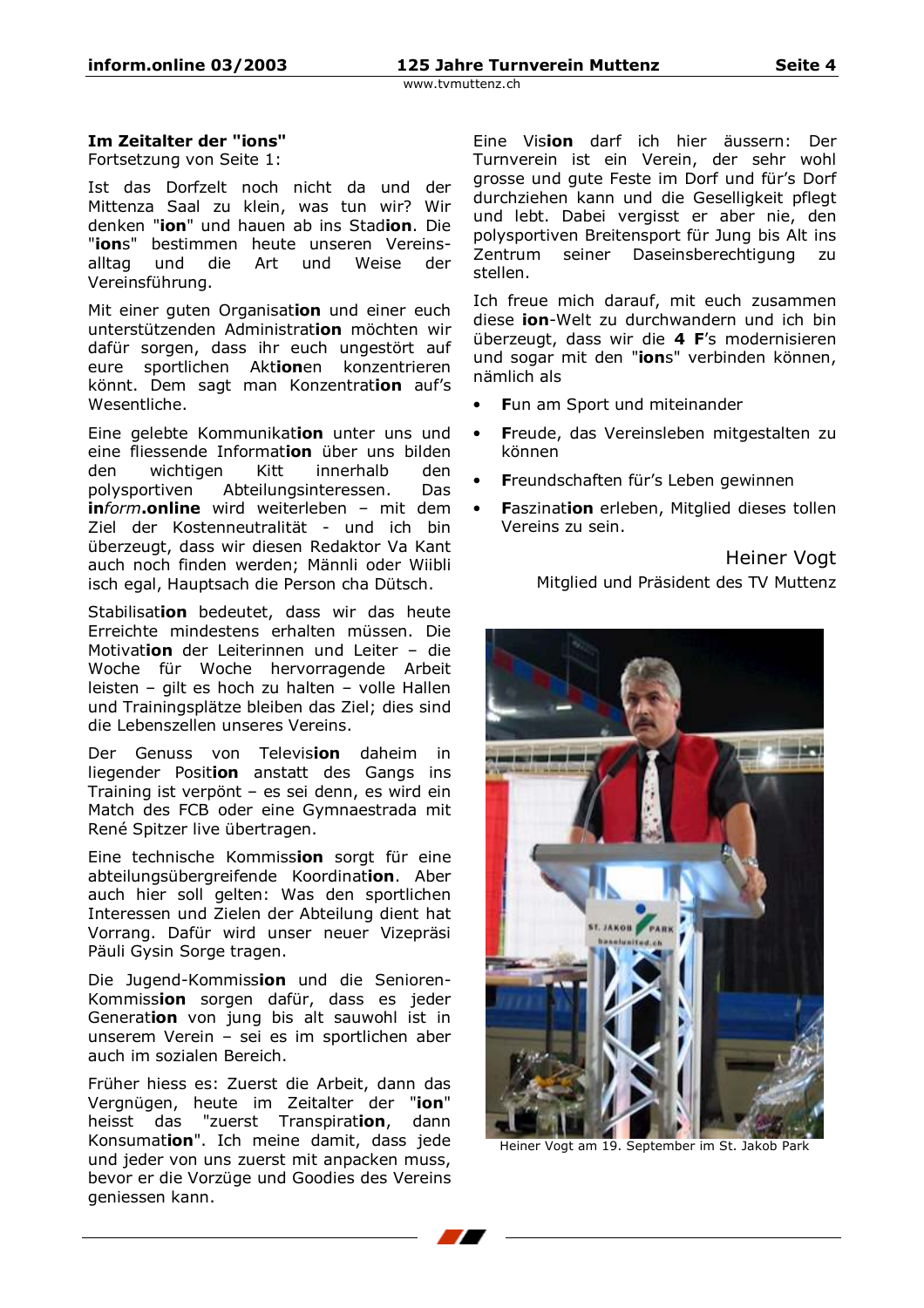### Im Zeitalter der "ions"

Fortsetzung von Seite 1:

Ist das Dorfzelt noch nicht da und der Mittenza Saal zu klein, was tun wir? Wir denken "**ion**" und hauen ab ins Stad**ion**. Die "**ions**" bestimmen heute unseren Vereinsalltag und die Art und Weise der Vereinsführung.

Mit einer guten Organisat**ion** und einer euch unterstützenden Administrat**ion** möchten wir dafür sorgen, dass ihr euch ungestört auf eure sportlichen Akt**ion**en konzentrieren könnt. Dem sagt man Konzentrat**ion** auf's Wesentliche.

Eine gelebte Kommunikat**ion** unter uns und eine fliessende Informat**ion** über uns bilden den wichtigen Kitt innerhalb den polysportiven Abteilungsinteressen. Das **in***form***.online** wird weiterleben – mit dem Ziel der Kostenneutralität - und ich bin überzeugt, dass wir diesen Redaktor Va Kant auch noch finden werden; Männli oder Wiibli isch egal, Hauptsach die Person cha Dütsch.

Stabilisat**ion** bedeutet, dass wir das heute Erreichte mindestens erhalten müssen. Die Motivat**ion** der Leiterinnen und Leiter – die Woche für Woche hervorragende Arbeit leisten – gilt es hoch zu halten – volle Hallen und Trainingsplätze bleiben das Ziel; dies sind die Lebenszellen unseres Vereins.

Der Genuss von Televis**ion** daheim in liegender Posit**ion** anstatt des Gangs ins Training ist verpönt – es sei denn, es wird ein Match des FCB oder eine Gymnaestrada mit René Spitzer live übertragen.

Eine technische Kommiss**ion** sorgt für eine abteilungsübergreifende Koordinat**ion**. Aber auch hier soll gelten: Was den sportlichen Interessen und Zielen der Abteilung dient hat Vorrang. Dafür wird unser neuer Vizepräsi Päuli Gysin Sorge tragen.

Die Jugend-Kommiss**ion** und die Senioren-Kommiss**ion** sorgen dafür, dass es jeder Generat**ion** von jung bis alt sauwohl ist in unserem Verein – sei es im sportlichen aber auch im sozialen Bereich.

Früher hiess es: Zuerst die Arbeit, dann das Vergnügen, heute im Zeitalter der "**ion**" heisst das "zuerst Transpirat**ion**, dann Konsumat**ion**". Ich meine damit, dass jede und jeder von uns zuerst mit anpacken muss, bevor er die Vorzüge und Goodies des Vereins geniessen kann.

Eine Vis**ion** darf ich hier äussern: Der Turnverein ist ein Verein, der sehr wohl grosse und gute Feste im Dorf und für's Dorf durchziehen kann und die Geselligkeit pflegt und lebt. Dabei vergisst er aber nie, den polysportiven Breitensport für Jung bis Alt ins Zentrum seiner Daseinsberechtigung zu stellen.

Ich freue mich darauf, mit euch zusammen diese **ion**-Welt zu durchwandern und ich bin überzeugt, dass wir die **4 F**'s modernisieren und sogar mit den "**ion**s" verbinden können, nämlich als

- **F**un am Sport und miteinander
- **F**reude, das Vereinsleben mitgestalten zu können
- **F**reundschaften für's Leben gewinnen
- **F**aszinat**ion** erleben, Mitglied dieses tollen Vereins zu sein.

Heiner Vogt
Mitglied und Präsident des TV Muttenz

Heiner Vogt am 19. September im St. Jakob Park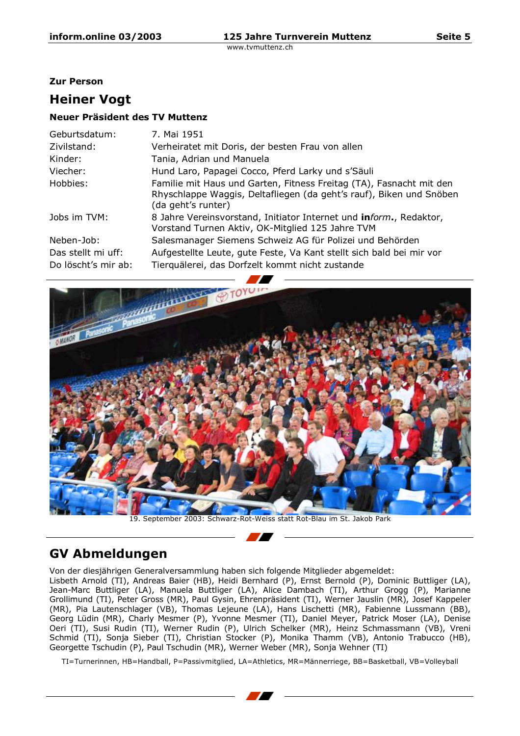**Zur Person**

## Heiner Vogt

**Neuer Präsident des TV Muttenz**

| | |
|---|---|
| Geburtsdatum: | 7. Mai 1951 |
| Zivilstand: | Verheiratet mit Doris, der besten Frau von allen |
| Kinder: | Tania, Adrian und Manuela |
| Viecher: | Hund Laro, Papagei Cocco, Pferd Larky und s'Säuli |
| Hobbies: | Familie mit Haus und Garten, Fitness Freitag (TA), Fasnacht mit den Rhyschlappe Waggis, Deltafliegen (da geht's rauf), Biken und Snöben (da geht's runter) |
| Jobs im TVM: | 8 Jahre Vereinsvorstand, Initiator Internet und **in***form***.**, Redaktor, Vorstand Turnen Aktiv, OK-Mitglied 125 Jahre TVM |
| Neben-Job: | Salesmanager Siemens Schweiz AG für Polizei und Behörden |
| Das stellt mi uff: | Aufgestellte Leute, gute Feste, Va Kant stellt sich bald bei mir vor |
| Do löscht's mir ab: | Tierquälerei, das Dorfzelt kommt nicht zustande |

19. September 2003: Schwarz-Rot-Weiss statt Rot-Blau im St. Jakob Park

## GV Abmeldungen

Von der diesjährigen Generalversammlung haben sich folgende Mitglieder abgemeldet:
Lisbeth Arnold (TI), Andreas Baier (HB), Heidi Bernhard (P), Ernst Bernold (P), Dominic Buttliger (LA), Jean-Marc Buttliger (LA), Manuela Buttliger (LA), Alice Dambach (TI), Arthur Grogg (P), Marianne Grollimund (TI), Peter Gross (MR), Paul Gysin, Ehrenpräsident (TI), Werner Jauslin (MR), Josef Kappeler (MR), Pia Lautenschlager (VB), Thomas Lejeune (LA), Hans Lischetti (MR), Fabienne Lussmann (BB), Georg Lüdin (MR), Charly Mesmer (P), Yvonne Mesmer (TI), Daniel Meyer, Patrick Moser (LA), Denise Oeri (TI), Susi Rudin (TI), Werner Rudin (P), Ulrich Schelker (MR), Heinz Schmassmann (VB), Vreni Schmid (TI), Sonja Sieber (TI), Christian Stocker (P), Monika Thamm (VB), Antonio Trabucco (HB), Georgette Tschudin (P), Paul Tschudin (MR), Werner Weber (MR), Sonja Wehner (TI)

TI=Turnerinnen, HB=Handball, P=Passivmitglied, LA=Athletics, MR=Männerriege, BB=Basketball, VB=Volleyball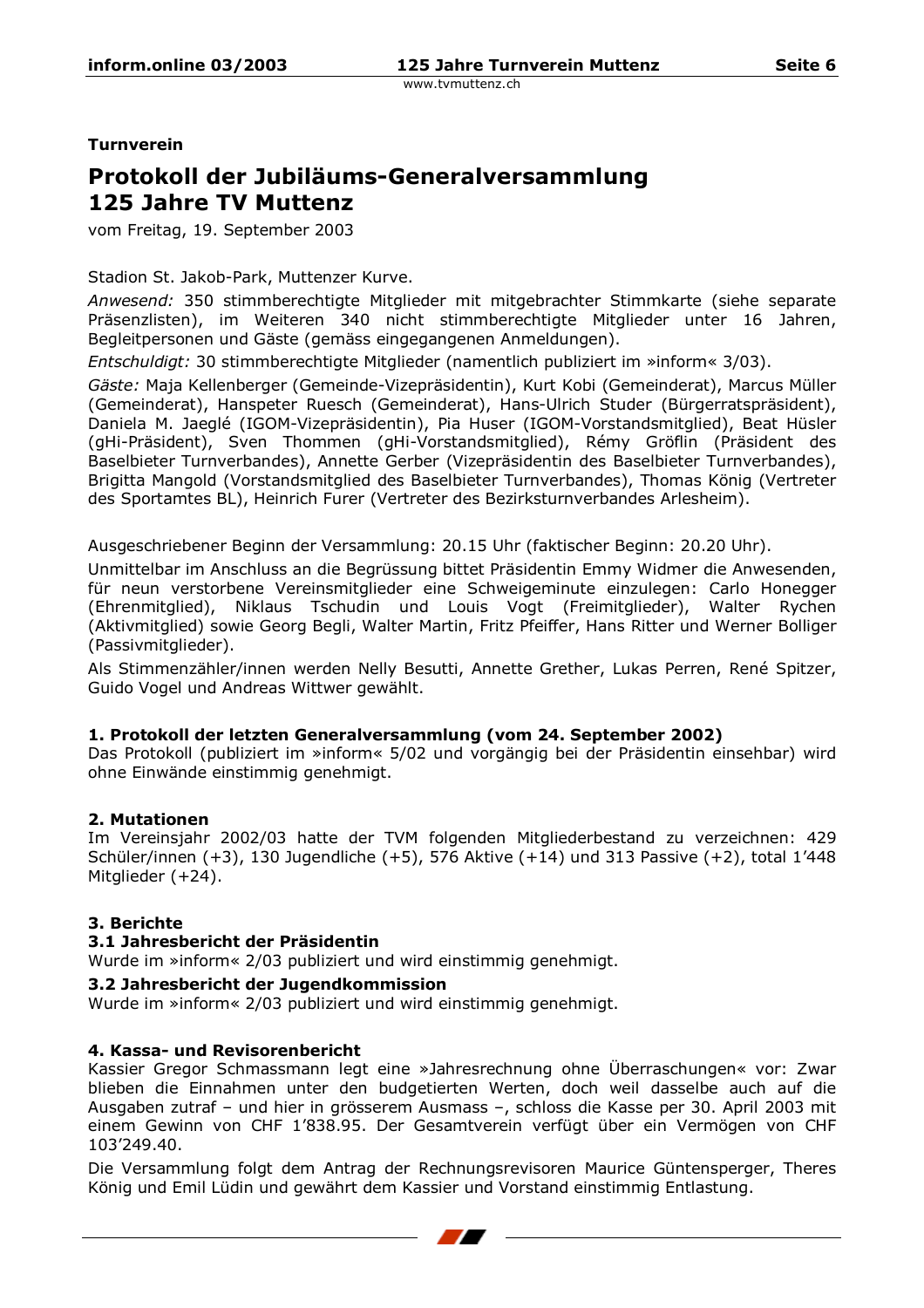**Turnverein**

# Protokoll der Jubiläums-Generalversammlung 125 Jahre TV Muttenz

vom Freitag, 19. September 2003

Stadion St. Jakob-Park, Muttenzer Kurve.

*Anwesend:* 350 stimmberechtigte Mitglieder mit mitgebrachter Stimmkarte (siehe separate Präsenzlisten), im Weiteren 340 nicht stimmberechtigte Mitglieder unter 16 Jahren, Begleitpersonen und Gäste (gemäss eingegangenen Anmeldungen).

*Entschuldigt:* 30 stimmberechtigte Mitglieder (namentlich publiziert im »inform« 3/03).

*Gäste:* Maja Kellenberger (Gemeinde-Vizepräsidentin), Kurt Kobi (Gemeinderat), Marcus Müller (Gemeinderat), Hanspeter Ruesch (Gemeinderat), Hans-Ulrich Studer (Bürgerratspräsident), Daniela M. Jaeglé (IGOM-Vizepräsidentin), Pia Huser (IGOM-Vorstandsmitglied), Beat Hüsler (gHi-Präsident), Sven Thommen (gHi-Vorstandsmitglied), Rémy Gröflin (Präsident des Baselbieter Turnverbandes), Annette Gerber (Vizepräsidentin des Baselbieter Turnverbandes), Brigitta Mangold (Vorstandsmitglied des Baselbieter Turnverbandes), Thomas König (Vertreter des Sportamtes BL), Heinrich Furer (Vertreter des Bezirksturnverbandes Arlesheim).

Ausgeschriebener Beginn der Versammlung: 20.15 Uhr (faktischer Beginn: 20.20 Uhr).

Unmittelbar im Anschluss an die Begrüssung bittet Präsidentin Emmy Widmer die Anwesenden, für neun verstorbene Vereinsmitglieder eine Schweigeminute einzulegen: Carlo Honegger (Ehrenmitglied), Niklaus Tschudin und Louis Vogt (Freimitglieder), Walter Rychen (Aktivmitglied) sowie Georg Begli, Walter Martin, Fritz Pfeiffer, Hans Ritter und Werner Bolliger (Passivmitglieder).

Als Stimmenzähler/innen werden Nelly Besutti, Annette Grether, Lukas Perren, René Spitzer, Guido Vogel und Andreas Wittwer gewählt.

### 1. Protokoll der letzten Generalversammlung (vom 24. September 2002)

Das Protokoll (publiziert im »inform« 5/02 und vorgängig bei der Präsidentin einsehbar) wird ohne Einwände einstimmig genehmigt.

### 2. Mutationen

Im Vereinsjahr 2002/03 hatte der TVM folgenden Mitgliederbestand zu verzeichnen: 429 Schüler/innen (+3), 130 Jugendliche (+5), 576 Aktive (+14) und 313 Passive (+2), total 1'448 Mitglieder (+24).

### 3. Berichte

#### 3.1 Jahresbericht der Präsidentin

Wurde im »inform« 2/03 publiziert und wird einstimmig genehmigt.

#### 3.2 Jahresbericht der Jugendkommission

Wurde im »inform« 2/03 publiziert und wird einstimmig genehmigt.

### 4. Kassa- und Revisorenbericht

Kassier Gregor Schmassmann legt eine »Jahresrechnung ohne Überraschungen« vor: Zwar blieben die Einnahmen unter den budgetierten Werten, doch weil dasselbe auch auf die Ausgaben zutraf – und hier in grösserem Ausmass –, schloss die Kasse per 30. April 2003 mit einem Gewinn von CHF 1'838.95. Der Gesamtverein verfügt über ein Vermögen von CHF 103'249.40.

Die Versammlung folgt dem Antrag der Rechnungsrevisoren Maurice Güntensperger, Theres König und Emil Lüdin und gewährt dem Kassier und Vorstand einstimmig Entlastung.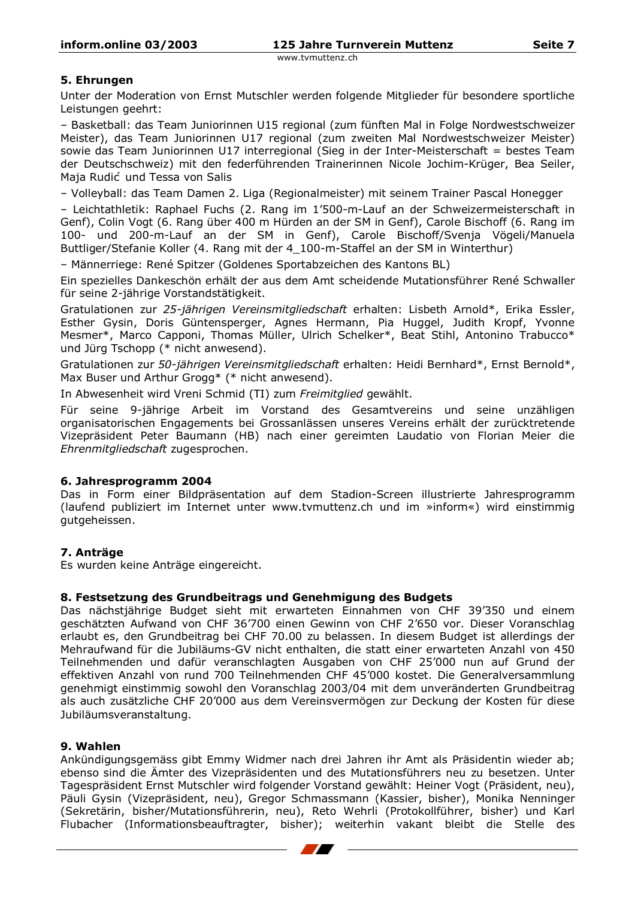### 5. Ehrungen

Unter der Moderation von Ernst Mutschler werden folgende Mitglieder für besondere sportliche Leistungen geehrt:

– Basketball: das Team Juniorinnen U15 regional (zum fünften Mal in Folge Nordwestschweizer Meister), das Team Juniorinnen U17 regional (zum zweiten Mal Nordwestschweizer Meister) sowie das Team Juniorinnen U17 interregional (Sieg in der Inter-Meisterschaft = bestes Team der Deutschschweiz) mit den federführenden Trainerinnen Nicole Jochim-Krüger, Bea Seiler, Maja Rudić und Tessa von Salis

– Volleyball: das Team Damen 2. Liga (Regionalmeister) mit seinem Trainer Pascal Honegger

– Leichtathletik: Raphael Fuchs (2. Rang im 1'500-m-Lauf an der Schweizermeisterschaft in Genf), Colin Vogt (6. Rang über 400 m Hürden an der SM in Genf), Carole Bischoff (6. Rang im 100- und 200-m-Lauf an der SM in Genf), Carole Bischoff/Svenja Vögeli/Manuela Buttliger/Stefanie Koller (4. Rang mit der 4_100-m-Staffel an der SM in Winterthur)

– Männerriege: René Spitzer (Goldenes Sportabzeichen des Kantons BL)

Ein spezielles Dankeschön erhält der aus dem Amt scheidende Mutationsführer René Schwaller für seine 2-jährige Vorstandstätigkeit.

Gratulationen zur *25-jährigen Vereinsmitgliedschaft* erhalten: Lisbeth Arnold*, Erika Essler, Esther Gysin, Doris Güntensperger, Agnes Hermann, Pia Huggel, Judith Kropf, Yvonne Mesmer*, Marco Capponi, Thomas Müller, Ulrich Schelker*, Beat Stihl, Antonino Trabucco* und Jürg Tschopp (* nicht anwesend).

Gratulationen zur *50-jährigen Vereinsmitgliedschaft* erhalten: Heidi Bernhard*, Ernst Bernold*, Max Buser und Arthur Grogg* (* nicht anwesend).

In Abwesenheit wird Vreni Schmid (TI) zum *Freimitglied* gewählt.

Für seine 9-jährige Arbeit im Vorstand des Gesamtvereins und seine unzähligen organisatorischen Engagements bei Grossanlässen unseres Vereins erhält der zurücktretende Vizepräsident Peter Baumann (HB) nach einer gereimten Laudatio von Florian Meier die *Ehrenmitgliedschaft* zugesprochen.

### 6. Jahresprogramm 2004

Das in Form einer Bildpräsentation auf dem Stadion-Screen illustrierte Jahresprogramm (laufend publiziert im Internet unter www.tvmuttenz.ch und im »inform«) wird einstimmig gutgeheissen.

### 7. Anträge

Es wurden keine Anträge eingereicht.

### 8. Festsetzung des Grundbeitrags und Genehmigung des Budgets

Das nächstjährige Budget sieht mit erwarteten Einnahmen von CHF 39'350 und einem geschätzten Aufwand von CHF 36'700 einen Gewinn von CHF 2'650 vor. Dieser Voranschlag erlaubt es, den Grundbeitrag bei CHF 70.00 zu belassen. In diesem Budget ist allerdings der Mehraufwand für die Jubiläums-GV nicht enthalten, die statt einer erwarteten Anzahl von 450 Teilnehmenden und dafür veranschlagten Ausgaben von CHF 25'000 nun auf Grund der effektiven Anzahl von rund 700 Teilnehmenden CHF 45'000 kostet. Die Generalversammlung genehmigt einstimmig sowohl den Voranschlag 2003/04 mit dem unveränderten Grundbeitrag als auch zusätzliche CHF 20'000 aus dem Vereinsvermögen zur Deckung der Kosten für diese Jubiläumsveranstaltung.

### 9. Wahlen

Ankündigungsgemäss gibt Emmy Widmer nach drei Jahren ihr Amt als Präsidentin wieder ab; ebenso sind die Ämter des Vizepräsidenten und des Mutationsführers neu zu besetzen. Unter Tagespräsident Ernst Mutschler wird folgender Vorstand gewählt: Heiner Vogt (Präsident, neu), Päuli Gysin (Vizepräsident, neu), Gregor Schmassmann (Kassier, bisher), Monika Nenninger (Sekretärin, bisher/Mutationsführerin, neu), Reto Wehrli (Protokollführer, bisher) und Karl Flubacher (Informationsbeauftragter, bisher); weiterhin vakant bleibt die Stelle des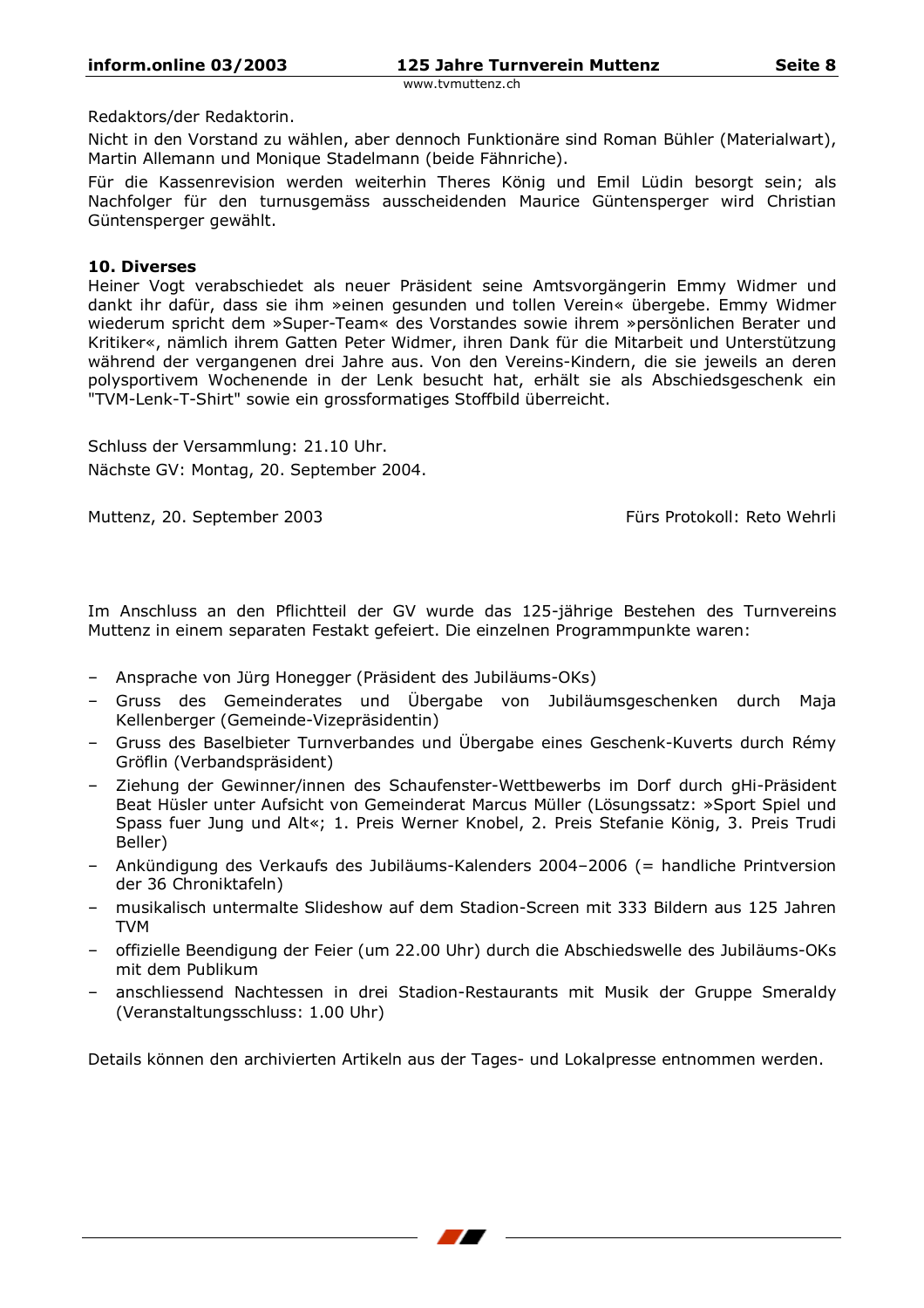Redaktors/der Redaktorin.

Nicht in den Vorstand zu wählen, aber dennoch Funktionäre sind Roman Bühler (Materialwart), Martin Allemann und Monique Stadelmann (beide Fähnriche).

Für die Kassenrevision werden weiterhin Theres König und Emil Lüdin besorgt sein; als Nachfolger für den turnusgemäss ausscheidenden Maurice Güntensperger wird Christian Güntensperger gewählt.

**10. Diverses**

Heiner Vogt verabschiedet als neuer Präsident seine Amtsvorgängerin Emmy Widmer und dankt ihr dafür, dass sie ihm »einen gesunden und tollen Verein« übergebe. Emmy Widmer wiederum spricht dem »Super-Team« des Vorstandes sowie ihrem »persönlichen Berater und Kritiker«, nämlich ihrem Gatten Peter Widmer, ihren Dank für die Mitarbeit und Unterstützung während der vergangenen drei Jahre aus. Von den Vereins-Kindern, die sie jeweils an deren polysportivem Wochenende in der Lenk besucht hat, erhält sie als Abschiedsgeschenk ein "TVM-Lenk-T-Shirt" sowie ein grossformatiges Stoffbild überreicht.

Schluss der Versammlung: 21.10 Uhr.

Nächste GV: Montag, 20. September 2004.

Muttenz, 20. September 2003 — Fürs Protokoll: Reto Wehrli

Im Anschluss an den Pflichtteil der GV wurde das 125-jährige Bestehen des Turnvereins Muttenz in einem separaten Festakt gefeiert. Die einzelnen Programmpunkte waren:

- Ansprache von Jürg Honegger (Präsident des Jubiläums-OKs)
- Gruss des Gemeinderates und Übergabe von Jubiläumsgeschenken durch Maja Kellenberger (Gemeinde-Vizepräsidentin)
- Gruss des Baselbieter Turnverbandes und Übergabe eines Geschenk-Kuverts durch Rémy Gröflin (Verbandspräsident)
- Ziehung der Gewinner/innen des Schaufenster-Wettbewerbs im Dorf durch gHi-Präsident Beat Hüsler unter Aufsicht von Gemeinderat Marcus Müller (Lösungssatz: »Sport Spiel und Spass fuer Jung und Alt«; 1. Preis Werner Knobel, 2. Preis Stefanie König, 3. Preis Trudi Beller)
- Ankündigung des Verkaufs des Jubiläums-Kalenders 2004–2006 (= handliche Printversion der 36 Chroniktafeln)
- musikalisch untermalte Slideshow auf dem Stadion-Screen mit 333 Bildern aus 125 Jahren TVM
- offizielle Beendigung der Feier (um 22.00 Uhr) durch die Abschiedswelle des Jubiläums-OKs mit dem Publikum
- anschliessend Nachtessen in drei Stadion-Restaurants mit Musik der Gruppe Smeraldy (Veranstaltungsschluss: 1.00 Uhr)

Details können den archivierten Artikeln aus der Tages- und Lokalpresse entnommen werden.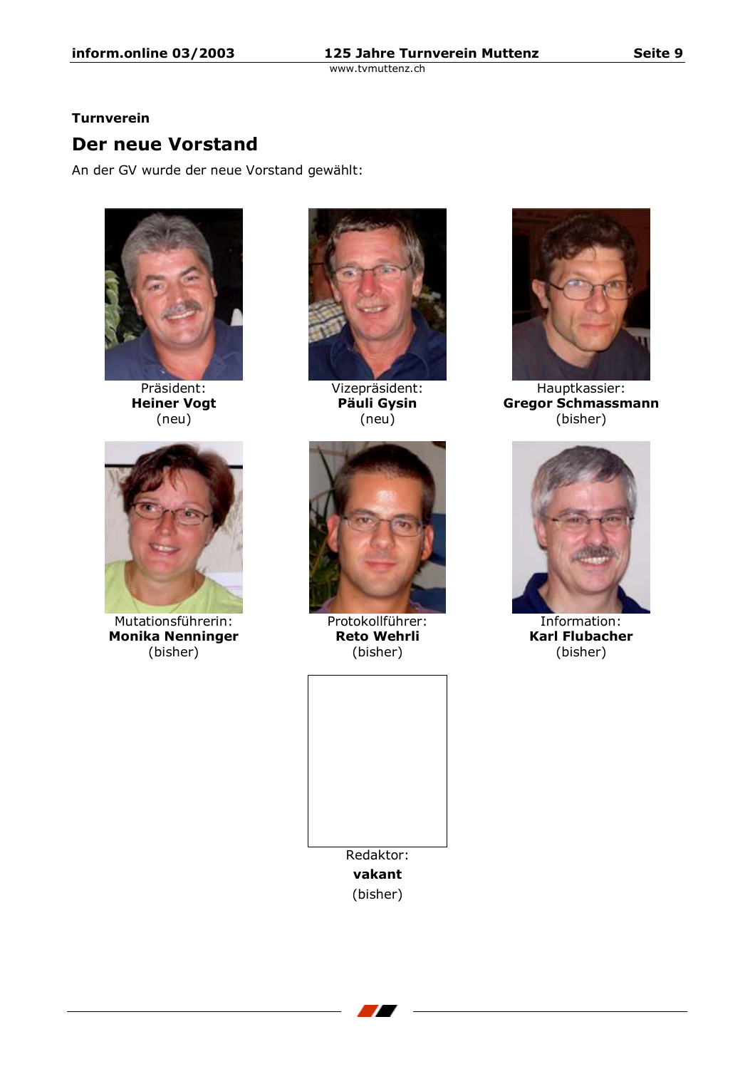**Turnverein**

## Der neue Vorstand

An der GV wurde der neue Vorstand gewählt:

Präsident:
**Heiner Vogt**
(neu)

Vizepräsident:
**Päuli Gysin**
(neu)

Hauptkassier:
**Gregor Schmassmann**
(bisher)

Mutationsführerin:
**Monika Nenninger**
(bisher)

Protokollführer:
**Reto Wehrli**
(bisher)

Information:
**Karl Flubacher**
(bisher)

Redaktor:
**vakant**
(bisher)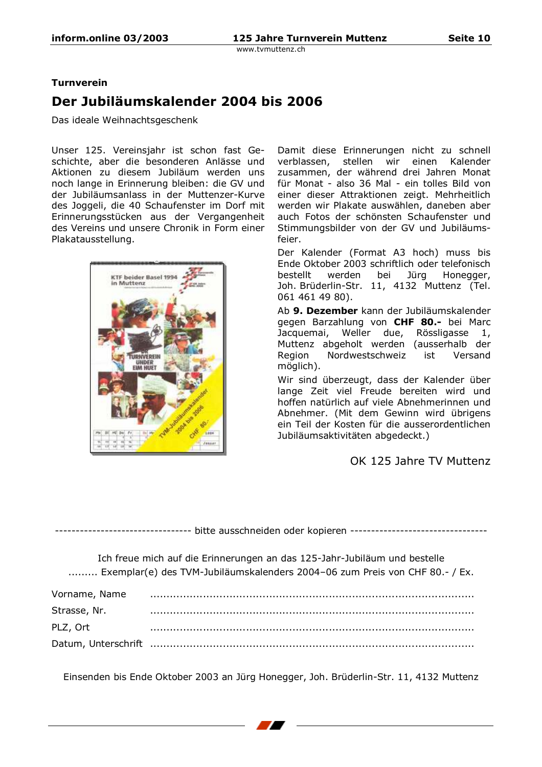### Turnverein

# Der Jubiläumskalender 2004 bis 2006

Das ideale Weihnachtsgeschenk

Unser 125. Vereinsjahr ist schon fast Geschichte, aber die besonderen Anlässe und Aktionen zu diesem Jubiläum werden uns noch lange in Erinnerung bleiben: die GV und der Jubiläumsanlass in der Muttenzer-Kurve des Joggeli, die 40 Schaufenster im Dorf mit Erinnerungsstücken aus der Vergangenheit des Vereins und unsere Chronik in Form einer Plakatausstellung.

Damit diese Erinnerungen nicht zu schnell verblassen, stellen wir einen Kalender zusammen, der während drei Jahren Monat für Monat - also 36 Mal - ein tolles Bild von einer dieser Attraktionen zeigt. Mehrheitlich werden wir Plakate auswählen, daneben aber auch Fotos der schönsten Schaufenster und Stimmungsbilder von der GV und Jubiläumsfeier.

Der Kalender (Format A3 hoch) muss bis Ende Oktober 2003 schriftlich oder telefonisch bestellt werden bei Jürg Honegger, Joh. Brüderlin-Str. 11, 4132 Muttenz (Tel. 061 461 49 80).

Ab **9. Dezember** kann der Jubiläumskalender gegen Barzahlung von **CHF 80.-** bei Marc Jacquemai, Weller due, Rössligasse 1, Muttenz abgeholt werden (ausserhalb der Region Nordwestschweiz ist Versand möglich).

Wir sind überzeugt, dass der Kalender über lange Zeit viel Freude bereiten wird und hoffen natürlich auf viele Abnehmerinnen und Abnehmer. (Mit dem Gewinn wird übrigens ein Teil der Kosten für die ausserordentlichen Jubiläumsaktivitäten abgedeckt.)

OK 125 Jahre TV Muttenz

-------------------------------- bitte ausschneiden oder kopieren --------------------------------

Ich freue mich auf die Erinnerungen an das 125-Jahr-Jubiläum und bestelle
......... Exemplar(e) des TVM-Jubiläumskalenders 2004–06 zum Preis von CHF 80.- / Ex.

Vorname, Name ..................................................................................

Strasse, Nr. ..................................................................................

PLZ, Ort ..................................................................................

Datum, Unterschrift ..................................................................................

Einsenden bis Ende Oktober 2003 an Jürg Honegger, Joh. Brüderlin-Str. 11, 4132 Muttenz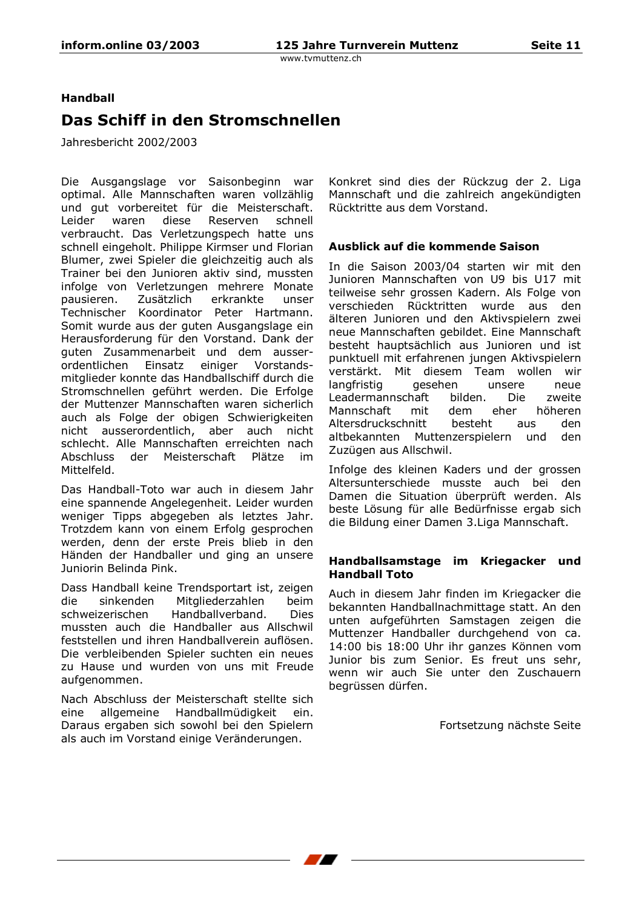**Handball**

# Das Schiff in den Stromschnellen

Jahresbericht 2002/2003

Die Ausgangslage vor Saisonbeginn war optimal. Alle Mannschaften waren vollzählig und gut vorbereitet für die Meisterschaft. Leider waren diese Reserven schnell verbraucht. Das Verletzungspech hatte uns schnell eingeholt. Philippe Kirmser und Florian Blumer, zwei Spieler die gleichzeitig auch als Trainer bei den Junioren aktiv sind, mussten infolge von Verletzungen mehrere Monate pausieren. Zusätzlich erkrankte unser Technischer Koordinator Peter Hartmann. Somit wurde aus der guten Ausgangslage ein Herausforderung für den Vorstand. Dank der guten Zusammenarbeit und dem ausserordentlichen Einsatz einiger Vorstandsmitglieder konnte das Handballschiff durch die Stromschnellen geführt werden. Die Erfolge der Muttenzer Mannschaften waren sicherlich auch als Folge der obigen Schwierigkeiten nicht ausserordentlich, aber auch nicht schlecht. Alle Mannschaften erreichten nach Abschluss der Meisterschaft Plätze im Mittelfeld.

Das Handball-Toto war auch in diesem Jahr eine spannende Angelegenheit. Leider wurden weniger Tipps abgegeben als letztes Jahr. Trotzdem kann von einem Erfolg gesprochen werden, denn der erste Preis blieb in den Händen der Handballer und ging an unsere Juniorin Belinda Pink.

Dass Handball keine Trendsportart ist, zeigen die sinkenden Mitgliederzahlen beim schweizerischen Handballverband. Dies mussten auch die Handballer aus Allschwil feststellen und ihren Handballverein auflösen. Die verbleibenden Spieler suchten ein neues zu Hause und wurden von uns mit Freude aufgenommen.

Nach Abschluss der Meisterschaft stellte sich eine allgemeine Handballmüdigkeit ein. Daraus ergaben sich sowohl bei den Spielern als auch im Vorstand einige Veränderungen. Konkret sind dies der Rückzug der 2. Liga Mannschaft und die zahlreich angekündigten Rücktritte aus dem Vorstand.

### Ausblick auf die kommende Saison

In die Saison 2003/04 starten wir mit den Junioren Mannschaften von U9 bis U17 mit teilweise sehr grossen Kadern. Als Folge von verschieden Rücktritten wurde aus den älteren Junioren und den Aktivspielern zwei neue Mannschaften gebildet. Eine Mannschaft besteht hauptsächlich aus Junioren und ist punktuell mit erfahrenen jungen Aktivspielern verstärkt. Mit diesem Team wollen wir langfristig gesehen unsere neue Leadermannschaft bilden. Die zweite Mannschaft mit dem eher höheren Altersdruckschnitt besteht aus den altbekannten Muttenzerspielern und den Zuzügen aus Allschwil.

Infolge des kleinen Kaders und der grossen Altersunterschiede musste auch bei den Damen die Situation überprüft werden. Als beste Lösung für alle Bedürfnisse ergab sich die Bildung einer Damen 3.Liga Mannschaft.

### Handballsamstage im Kriegacker und Handball Toto

Auch in diesem Jahr finden im Kriegacker die bekannten Handballnachmittage statt. An den unten aufgeführten Samstagen zeigen die Muttenzer Handballer durchgehend von ca. 14:00 bis 18:00 Uhr ihr ganzes Können vom Junior bis zum Senior. Es freut uns sehr, wenn wir auch Sie unter den Zuschauern begrüssen dürfen.

Fortsetzung nächste Seite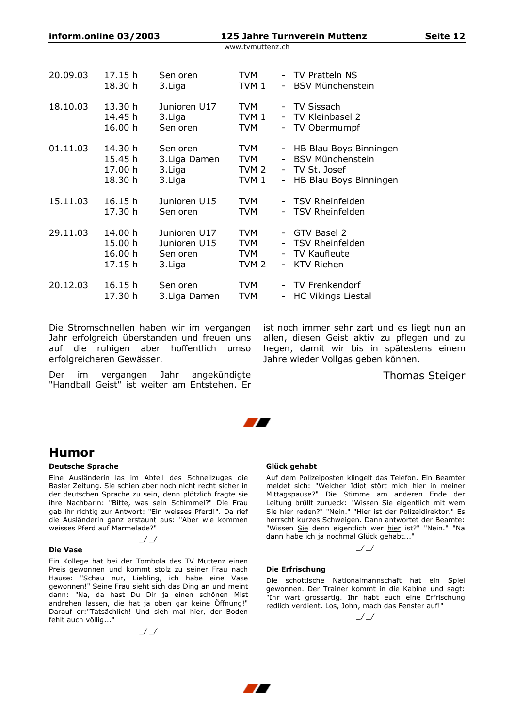| | | | | |
|---|---|---|---|---|
| 20.09.03 | 17.15 h | Senioren | TVM | - TV Pratteln NS |
| | 18.30 h | 3.Liga | TVM 1 | - BSV Münchenstein |
| 18.10.03 | 13.30 h | Junioren U17 | TVM | - TV Sissach |
| | 14.45 h | 3.Liga | TVM 1 | - TV Kleinbasel 2 |
| | 16.00 h | Senioren | TVM | - TV Obermumpf |
| 01.11.03 | 14.30 h | Senioren | TVM | - HB Blau Boys Binningen |
| | 15.45 h | 3.Liga Damen | TVM | - BSV Münchenstein |
| | 17.00 h | 3.Liga | TVM 2 | - TV St. Josef |
| | 18.30 h | 3.Liga | TVM 1 | - HB Blau Boys Binningen |
| 15.11.03 | 16.15 h | Junioren U15 | TVM | - TSV Rheinfelden |
| | 17.30 h | Senioren | TVM | - TSV Rheinfelden |
| 29.11.03 | 14.00 h | Junioren U17 | TVM | - GTV Basel 2 |
| | 15.00 h | Junioren U15 | TVM | - TSV Rheinfelden |
| | 16.00 h | Senioren | TVM | - TV Kaufleute |
| | 17.15 h | 3.Liga | TVM 2 | - KTV Riehen |
| 20.12.03 | 16.15 h | Senioren | TVM | - TV Frenkendorf |
| | 17.30 h | 3.Liga Damen | TVM | - HC Vikings Liestal |

Die Stromschnellen haben wir im vergangen Jahr erfolgreich überstanden und freuen uns auf die ruhigen aber hoffentlich umso erfolgreicheren Gewässer.

Der im vergangen Jahr angekündigte "Handball Geist" ist weiter am Entstehen. Er ist noch immer sehr zart und es liegt nun an allen, diesen Geist aktiv zu pflegen und zu hegen, damit wir bis in spätestens einem Jahre wieder Vollgas geben können.

Thomas Steiger

# Humor

**Deutsche Sprache**

Eine Ausländerin las im Abteil des Schnellzuges die Basler Zeitung. Sie schien aber noch nicht recht sicher in der deutschen Sprache zu sein, denn plötzlich fragte sie ihre Nachbarin: "Bitte, was sein Schimmel?" Die Frau gab ihr richtig zur Antwort: "Ein weisses Pferd!". Da rief die Ausländerin ganz erstaunt aus: "Aber wie kommen weisses Pferd auf Marmelade?"

_/ _/

**Die Vase**

Ein Kollege hat bei der Tombola des TV Muttenz einen Preis gewonnen und kommt stolz zu seiner Frau nach Hause: "Schau nur, Liebling, ich habe eine Vase gewonnen!" Seine Frau sieht sich das Ding an und meint dann: "Na, da hast Du Dir ja einen schönen Mist andrehen lassen, die hat ja oben gar keine Öffnung!" Darauf er:"Tatsächlich! Und sieh mal hier, der Boden fehlt auch völlig..."

_/ _/

**Glück gehabt**

Auf dem Polizeiposten klingelt das Telefon. Ein Beamter meldet sich: "Welcher Idiot stört mich hier in meiner Mittagspause?" Die Stimme am anderen Ende der Leitung brüllt zurueck: "Wissen Sie eigentlich mit wem Sie hier reden?" "Nein." "Hier ist der Polizeidirektor." Es herrscht kurzes Schweigen. Dann antwortet der Beamte: "Wissen Sie denn eigentlich wer hier ist?" "Nein." "Na dann habe ich ja nochmal Glück gehabt..."

_/ _/

**Die Erfrischung**

Die schottische Nationalmannschaft hat ein Spiel gewonnen. Der Trainer kommt in die Kabine und sagt: "Ihr wart grossartig. Ihr habt euch eine Erfrischung redlich verdient. Los, John, mach das Fenster auf!"

_/ _/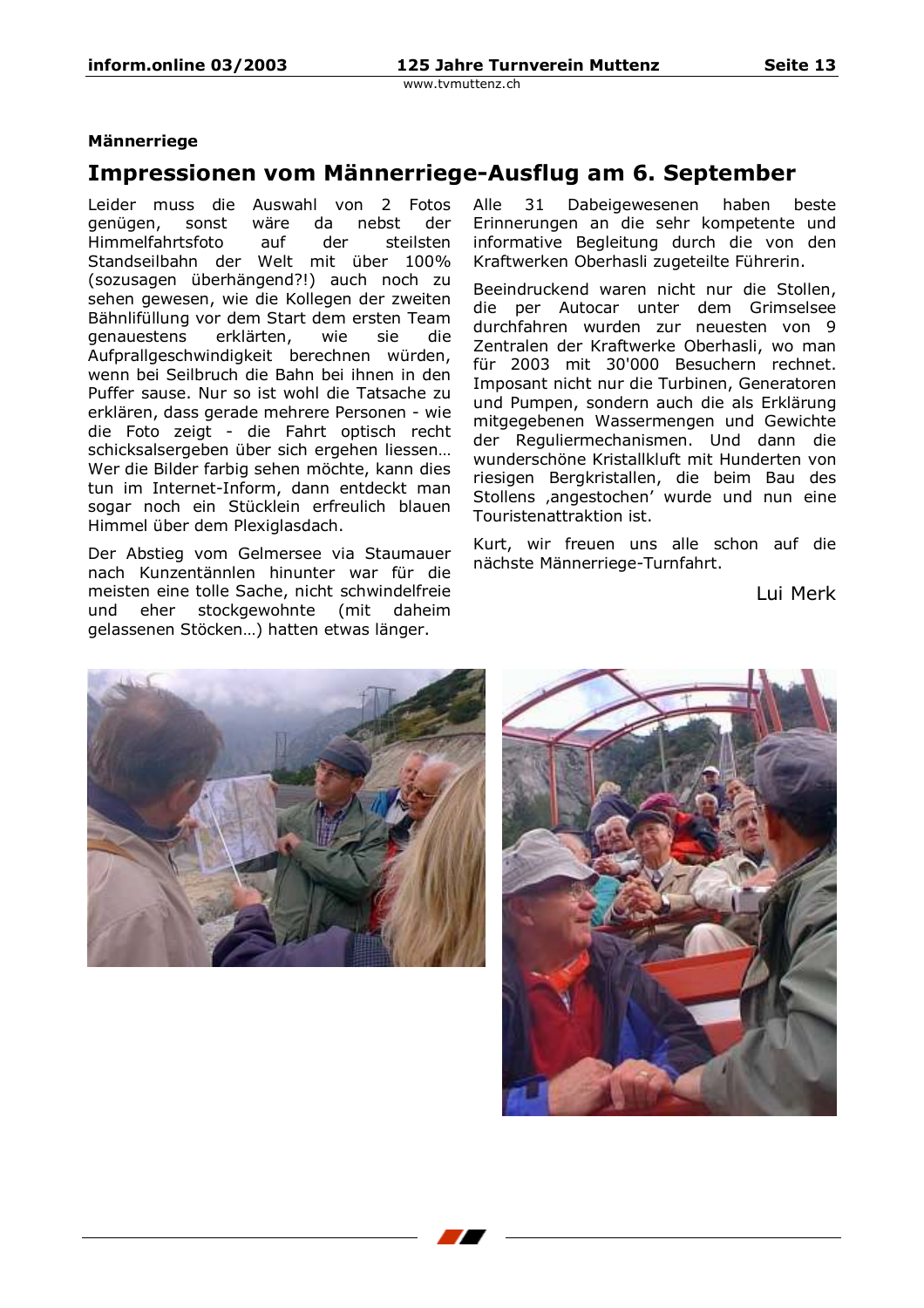Männerriege

# Impressionen vom Männerriege-Ausflug am 6. September

Leider muss die Auswahl von 2 Fotos genügen, sonst wäre da nebst der Himmelfahrtsfoto auf der steilsten Standseilbahn der Welt mit über 100% (sozusagen überhängend?!) auch noch zu sehen gewesen, wie die Kollegen der zweiten Bähnlifüllung vor dem Start dem ersten Team genauestens erklärten, wie sie die Aufprallgeschwindigkeit berechnen würden, wenn bei Seilbruch die Bahn bei ihnen in den Puffer sause. Nur so ist wohl die Tatsache zu erklären, dass gerade mehrere Personen - wie die Foto zeigt - die Fahrt optisch recht schicksalsergeben über sich ergehen liessen… Wer die Bilder farbig sehen möchte, kann dies tun im Internet-Inform, dann entdeckt man sogar noch ein Stücklein erfreulich blauen Himmel über dem Plexiglasdach.

Der Abstieg vom Gelmersee via Staumauer nach Kunzentännlen hinunter war für die meisten eine tolle Sache, nicht schwindelfreie und eher stockgewohnte (mit daheim gelassenen Stöcken…) hatten etwas länger.

Alle 31 Dabeigewesenen haben beste Erinnerungen an die sehr kompetente und informative Begleitung durch die von den Kraftwerken Oberhasli zugeteilte Führerin.

Beeindruckend waren nicht nur die Stollen, die per Autocar unter dem Grimselsee durchfahren wurden zur neuesten von 9 Zentralen der Kraftwerke Oberhasli, wo man für 2003 mit 30'000 Besuchern rechnet. Imposant nicht nur die Turbinen, Generatoren und Pumpen, sondern auch die als Erklärung mitgegebenen Wassermengen und Gewichte der Reguliermechanismen. Und dann die wunderschöne Kristallkluft mit Hunderten von riesigen Bergkristallen, die beim Bau des Stollens ‚angestochen' wurde und nun eine Touristenattraktion ist.

Kurt, wir freuen uns alle schon auf die nächste Männerriege-Turnfahrt.

Lui Merk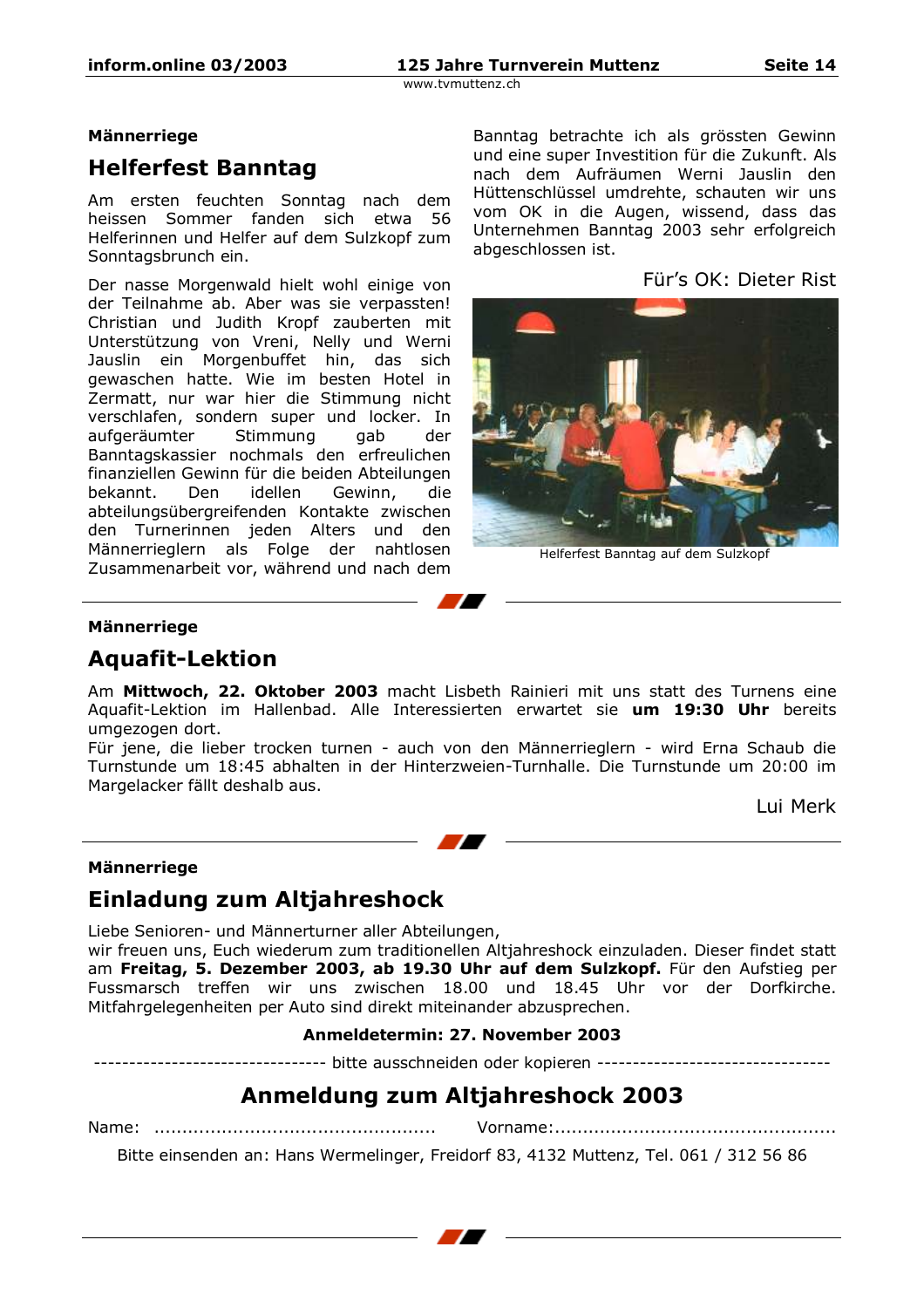**Männerriege**

## Helferfest Banntag

Am ersten feuchten Sonntag nach dem heissen Sommer fanden sich etwa 56 Helferinnen und Helfer auf dem Sulzkopf zum Sonntagsbrunch ein.

Der nasse Morgenwald hielt wohl einige von der Teilnahme ab. Aber was sie verpassten! Christian und Judith Kropf zauberten mit Unterstützung von Vreni, Nelly und Werni Jauslin ein Morgenbuffet hin, das sich gewaschen hatte. Wie im besten Hotel in Zermatt, nur war hier die Stimmung nicht verschlafen, sondern super und locker. In aufgeräumter Stimmung gab der Banntagskassier nochmals den erfreulichen finanziellen Gewinn für die beiden Abteilungen bekannt. Den idellen Gewinn, die abteilungsübergreifenden Kontakte zwischen den Turnerinnen jeden Alters und den Männerrieglern als Folge der nahtlosen Zusammenarbeit vor, während und nach dem Banntag betrachte ich als grössten Gewinn und eine super Investition für die Zukunft. Als nach dem Aufräumen Werni Jauslin den Hüttenschlüssel umdrehte, schauten wir uns vom OK in die Augen, wissend, dass das Unternehmen Banntag 2003 sehr erfolgreich abgeschlossen ist.

Für's OK: Dieter Rist

Helferfest Banntag auf dem Sulzkopf

---

**Männerriege**

## Aquafit-Lektion

Am **Mittwoch, 22. Oktober 2003** macht Lisbeth Rainieri mit uns statt des Turnens eine Aquafit-Lektion im Hallenbad. Alle Interessierten erwartet sie **um 19:30 Uhr** bereits umgezogen dort.
Für jene, die lieber trocken turnen - auch von den Männerrieglern - wird Erna Schaub die Turnstunde um 18:45 abhalten in der Hinterzweien-Turnhalle. Die Turnstunde um 20:00 im Margelacker fällt deshalb aus.

Lui Merk

---

**Männerriege**

## Einladung zum Altjahreshock

Liebe Senioren- und Männerturner aller Abteilungen,
wir freuen uns, Euch wiederum zum traditionellen Altjahreshock einzuladen. Dieser findet statt am **Freitag, 5. Dezember 2003, ab 19.30 Uhr auf dem Sulzkopf.** Für den Aufstieg per Fussmarsch treffen wir uns zwischen 18.00 und 18.45 Uhr vor der Dorfkirche. Mitfahrgelegenheiten per Auto sind direkt miteinander abzusprechen.

**Anmeldetermin: 27. November 2003**

-------------------------------- bitte ausschneiden oder kopieren --------------------------------

## Anmeldung zum Altjahreshock 2003

Name: .................................................. Vorname:..................................................

Bitte einsenden an: Hans Wermelinger, Freidorf 83, 4132 Muttenz, Tel. 061 / 312 56 86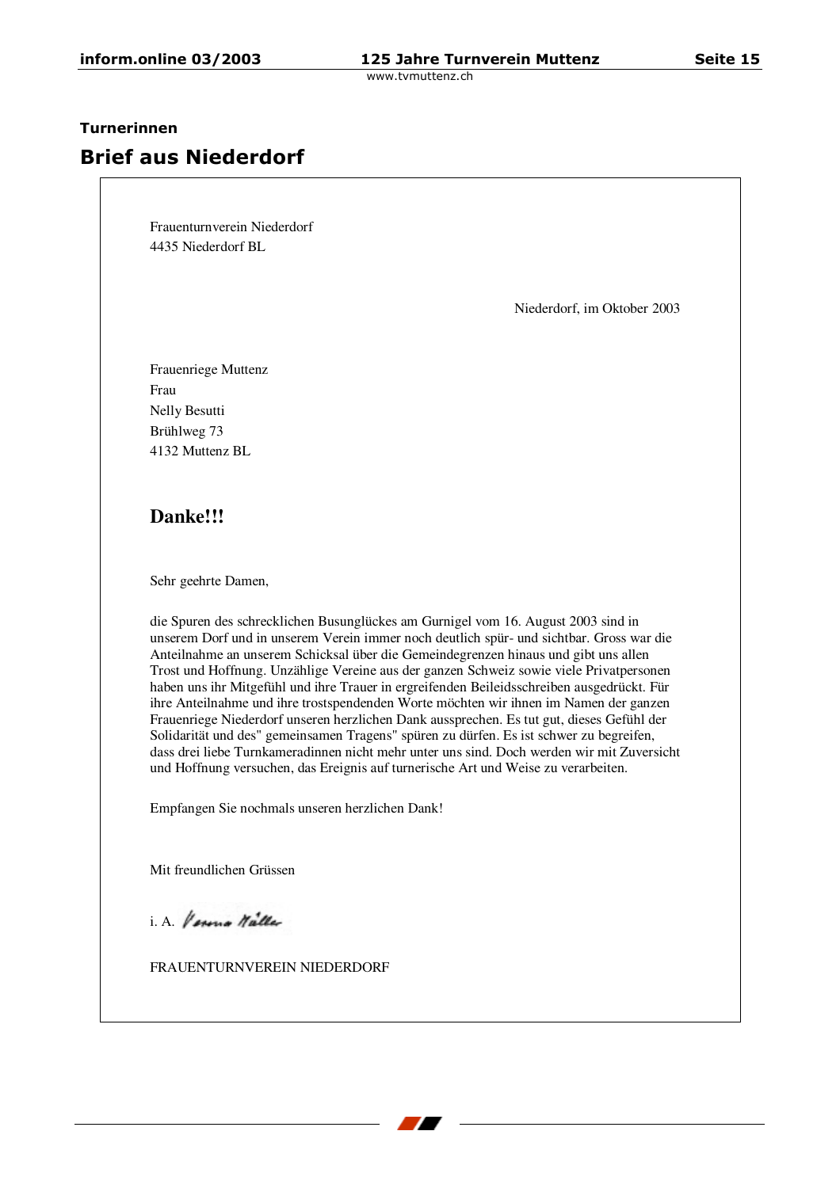### Turnerinnen

## Brief aus Niederdorf

Frauenturnverein Niederdorf
4435 Niederdorf BL

Niederdorf, im Oktober 2003

Frauenriege Muttenz
Frau
Nelly Besutti
Brühlweg 73
4132 Muttenz BL

**Danke!!!**

Sehr geehrte Damen,

die Spuren des schrecklichen Busunglückes am Gurnigel vom 16. August 2003 sind in unserem Dorf und in unserem Verein immer noch deutlich spür- und sichtbar. Gross war die Anteilnahme an unserem Schicksal über die Gemeindegrenzen hinaus und gibt uns allen Trost und Hoffnung. Unzählige Vereine aus der ganzen Schweiz sowie viele Privatpersonen haben uns ihr Mitgefühl und ihre Trauer in ergreifenden Beileidsschreiben ausgedrückt. Für ihre Anteilnahme und ihre trostspendenden Worte möchten wir ihnen im Namen der ganzen Frauenriege Niederdorf unseren herzlichen Dank aussprechen. Es tut gut, dieses Gefühl der Solidarität und des" gemeinsamen Tragens" spüren zu dürfen. Es ist schwer zu begreifen, dass drei liebe Turnkameradinnen nicht mehr unter uns sind. Doch werden wir mit Zuversicht und Hoffnung versuchen, das Ereignis auf turnerische Art und Weise zu verarbeiten.

Empfangen Sie nochmals unseren herzlichen Dank!

Mit freundlichen Grüssen

i. A. Verena Müller

FRAUENTURNVEREIN NIEDERDORF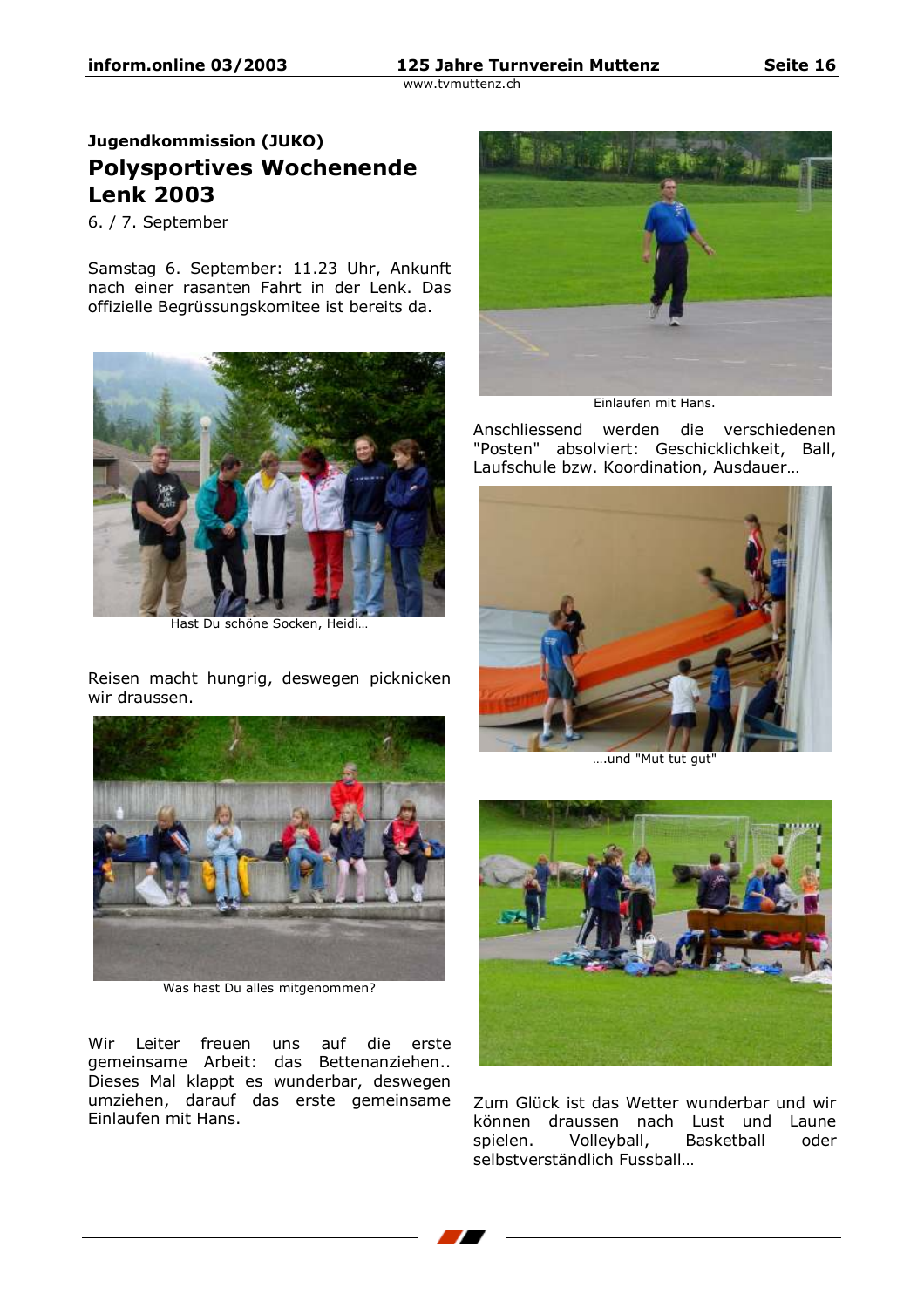**Jugendkommission (JUKO)**

# Polysportives Wochenende Lenk 2003

6. / 7. September

Samstag 6. September: 11.23 Uhr, Ankunft nach einer rasanten Fahrt in der Lenk. Das offizielle Begrüssungskomitee ist bereits da.

Hast Du schöne Socken, Heidi…

Reisen macht hungrig, deswegen picknicken wir draussen.

Was hast Du alles mitgenommen?

Wir Leiter freuen uns auf die erste gemeinsame Arbeit: das Bettenanziehen.. Dieses Mal klappt es wunderbar, deswegen umziehen, darauf das erste gemeinsame Einlaufen mit Hans.

Einlaufen mit Hans.

Anschliessend werden die verschiedenen "Posten" absolviert: Geschicklichkeit, Ball, Laufschule bzw. Koordination, Ausdauer…

….und "Mut tut gut"

Zum Glück ist das Wetter wunderbar und wir können draussen nach Lust und Laune spielen. Volleyball, Basketball oder selbstverständlich Fussball…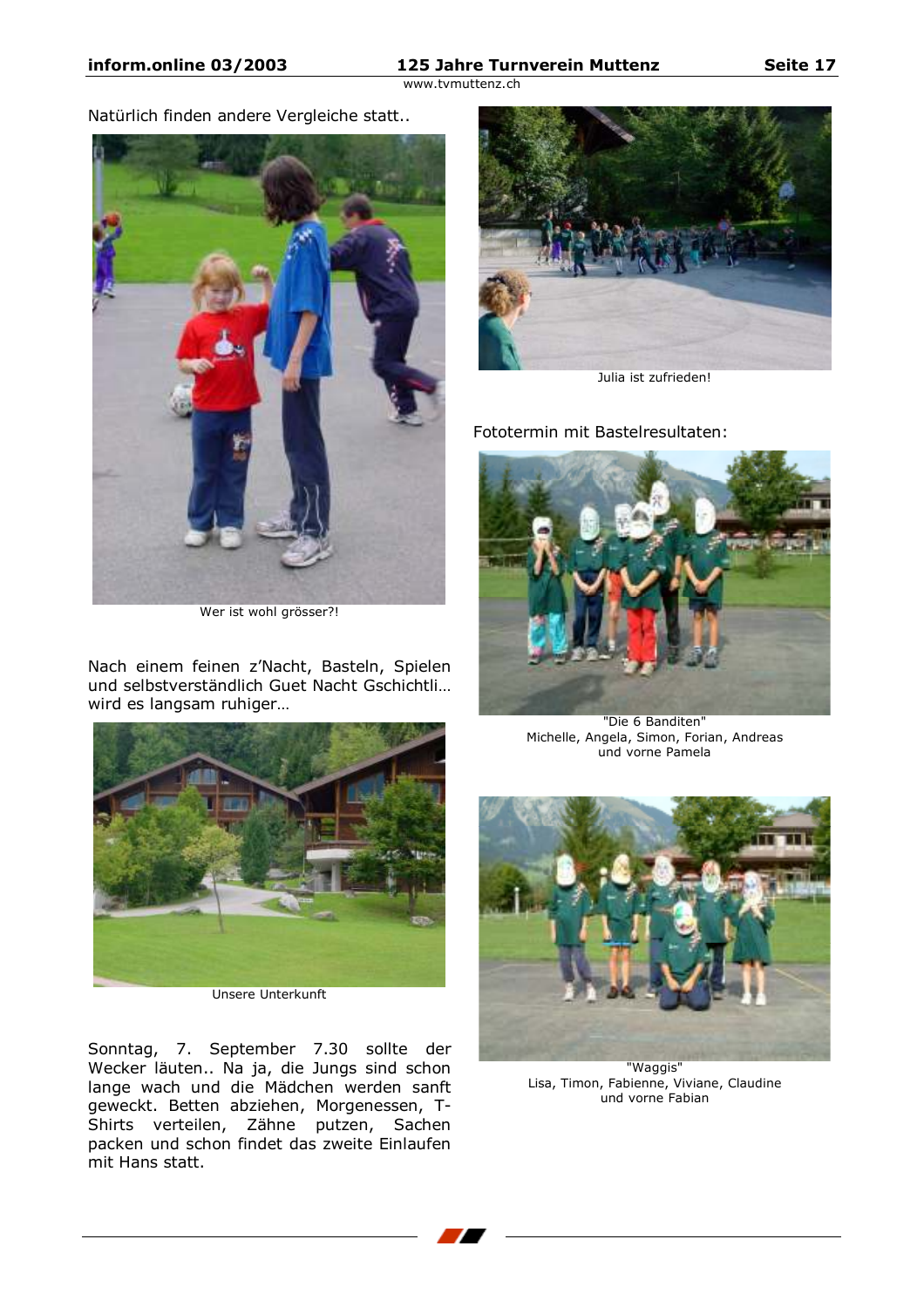Natürlich finden andere Vergleiche statt..

Wer ist wohl grösser?!

Nach einem feinen z'Nacht, Basteln, Spielen und selbstverständlich Guet Nacht Gschichtli… wird es langsam ruhiger…

Unsere Unterkunft

Sonntag, 7. September 7.30 sollte der Wecker läuten.. Na ja, die Jungs sind schon lange wach und die Mädchen werden sanft geweckt. Betten abziehen, Morgenessen, T-Shirts verteilen, Zähne putzen, Sachen packen und schon findet das zweite Einlaufen mit Hans statt.

Julia ist zufrieden!

Fototermin mit Bastelresultaten:

"Die 6 Banditen"
Michelle, Angela, Simon, Forian, Andreas und vorne Pamela

"Waggis"
Lisa, Timon, Fabienne, Viviane, Claudine und vorne Fabian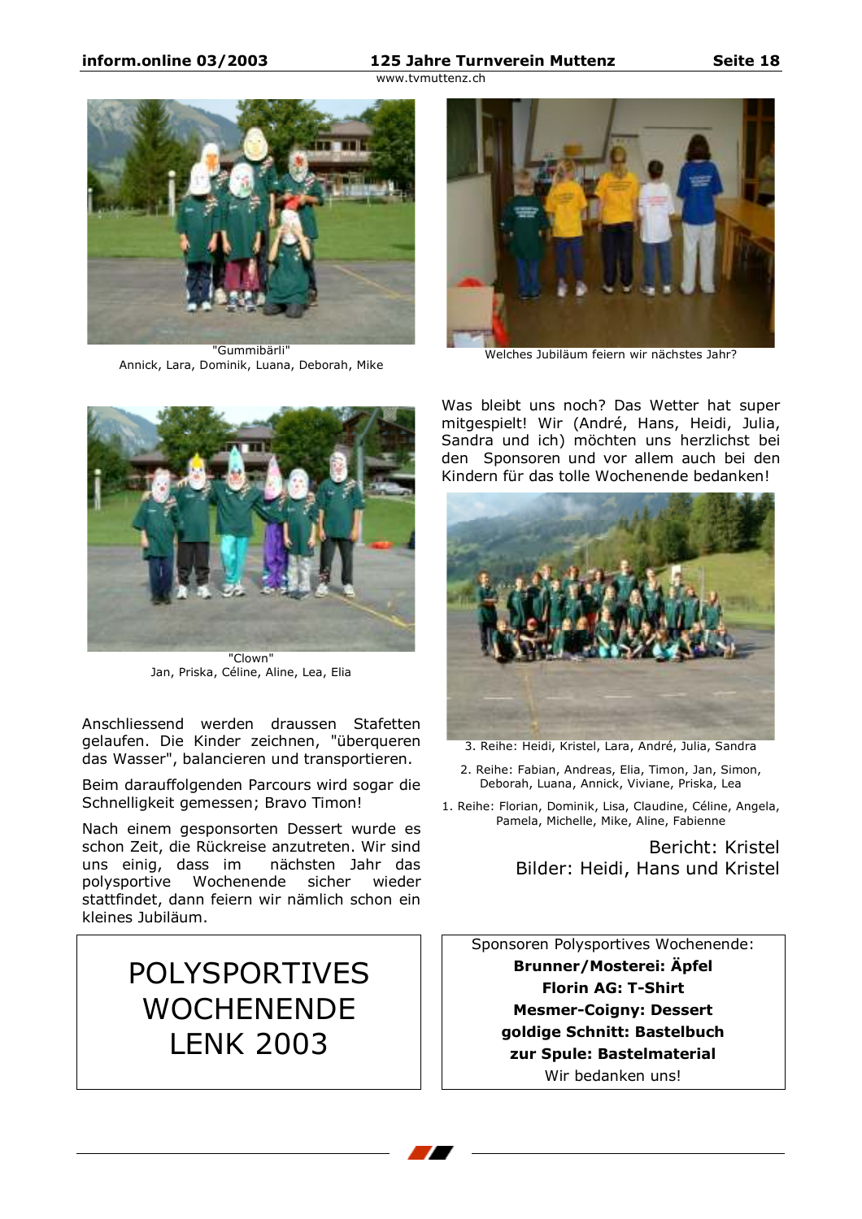"Gummibärli"
Annick, Lara, Dominik, Luana, Deborah, Mike

Welches Jubiläum feiern wir nächstes Jahr?

"Clown"
Jan, Priska, Céline, Aline, Lea, Elia

Anschliessend werden draussen Stafetten gelaufen. Die Kinder zeichnen, "überqueren das Wasser", balancieren und transportieren.

Beim darauffolgenden Parcours wird sogar die Schnelligkeit gemessen; Bravo Timon!

Nach einem gesponsorten Dessert wurde es schon Zeit, die Rückreise anzutreten. Wir sind uns einig, dass im nächsten Jahr das polysportive Wochenende sicher wieder stattfindet, dann feiern wir nämlich schon ein kleines Jubiläum.

Was bleibt uns noch? Das Wetter hat super mitgespielt! Wir (André, Hans, Heidi, Julia, Sandra und ich) möchten uns herzlichst bei den Sponsoren und vor allem auch bei den Kindern für das tolle Wochenende bedanken!

3. Reihe: Heidi, Kristel, Lara, André, Julia, Sandra

2. Reihe: Fabian, Andreas, Elia, Timon, Jan, Simon, Deborah, Luana, Annick, Viviane, Priska, Lea

1. Reihe: Florian, Dominik, Lisa, Claudine, Céline, Angela, Pamela, Michelle, Mike, Aline, Fabienne

Bericht: Kristel
Bilder: Heidi, Hans und Kristel

# POLYSPORTIVES WOCHENENDE LENK 2003

Sponsoren Polysportives Wochenende:
**Brunner/Mosterei: Äpfel**
**Florin AG: T-Shirt**
**Mesmer-Coigny: Dessert**
**goldige Schnitt: Bastelbuch**
**zur Spule: Bastelmaterial**
Wir bedanken uns!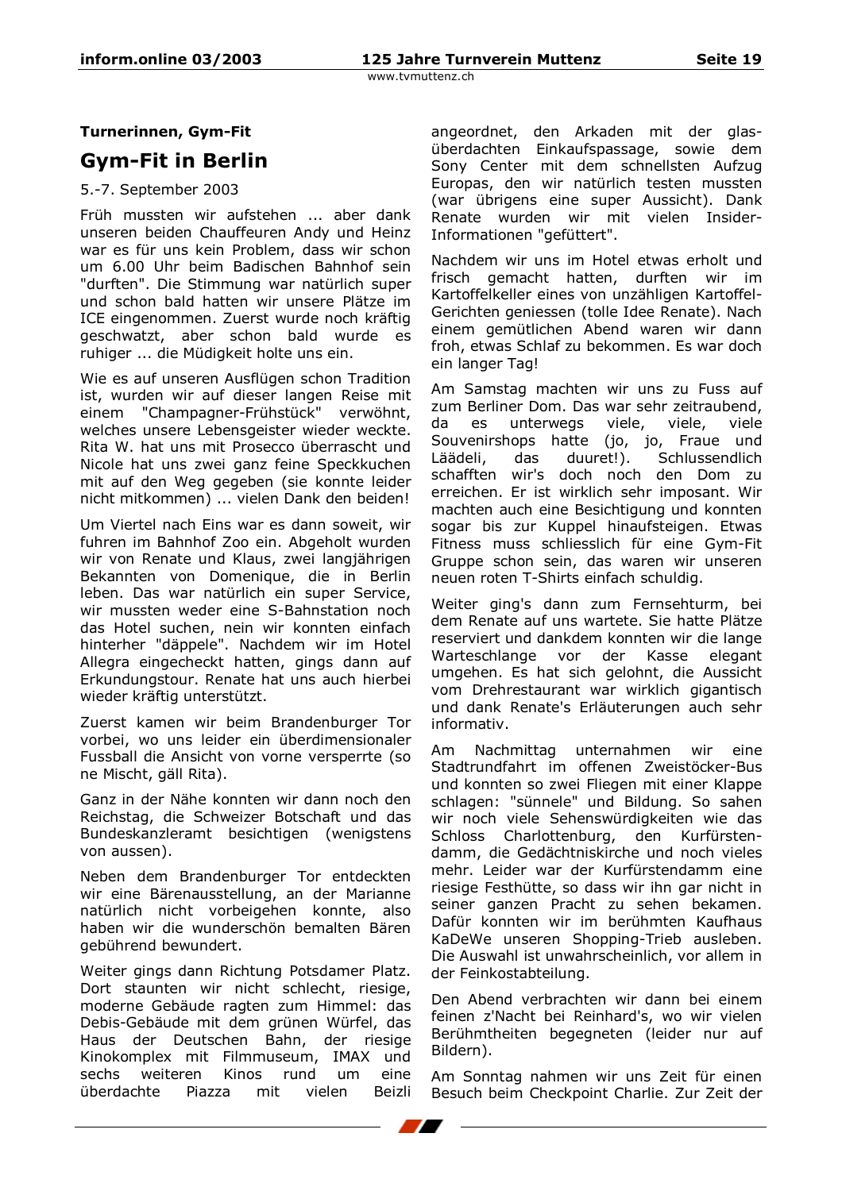**Turnerinnen, Gym-Fit**

# Gym-Fit in Berlin

5.-7. September 2003

Früh mussten wir aufstehen ... aber dank unseren beiden Chauffeuren Andy und Heinz war es für uns kein Problem, dass wir schon um 6.00 Uhr beim Badischen Bahnhof sein "durften". Die Stimmung war natürlich super und schon bald hatten wir unsere Plätze im ICE eingenommen. Zuerst wurde noch kräftig geschwatzt, aber schon bald wurde es ruhiger ... die Müdigkeit holte uns ein.

Wie es auf unseren Ausflügen schon Tradition ist, wurden wir auf dieser langen Reise mit einem "Champagner-Frühstück" verwöhnt, welches unsere Lebensgeister wieder weckte. Rita W. hat uns mit Prosecco überrascht und Nicole hat uns zwei ganz feine Speckkuchen mit auf den Weg gegeben (sie konnte leider nicht mitkommen) ... vielen Dank den beiden!

Um Viertel nach Eins war es dann soweit, wir fuhren im Bahnhof Zoo ein. Abgeholt wurden wir von Renate und Klaus, zwei langjährigen Bekannten von Domenique, die in Berlin leben. Das war natürlich ein super Service, wir mussten weder eine S-Bahnstation noch das Hotel suchen, nein wir konnten einfach hinterher "däppele". Nachdem wir im Hotel Allegra eingecheckt hatten, gings dann auf Erkundungstour. Renate hat uns auch hierbei wieder kräftig unterstützt.

Zuerst kamen wir beim Brandenburger Tor vorbei, wo uns leider ein überdimensionaler Fussball die Ansicht von vorne versperrte (so ne Mischt, gäll Rita).

Ganz in der Nähe konnten wir dann noch den Reichstag, die Schweizer Botschaft und das Bundeskanzleramt besichtigen (wenigstens von aussen).

Neben dem Brandenburger Tor entdeckten wir eine Bärenausstellung, an der Marianne natürlich nicht vorbeigehen konnte, also haben wir die wunderschön bemalten Bären gebührend bewundert.

Weiter gings dann Richtung Potsdamer Platz. Dort staunten wir nicht schlecht, riesige, moderne Gebäude ragten zum Himmel: das Debis-Gebäude mit dem grünen Würfel, das Haus der Deutschen Bahn, der riesige Kinokomplex mit Filmmuseum, IMAX und sechs weiteren Kinos rund um eine überdachte Piazza mit vielen Beizli angeordnet, den Arkaden mit der glasüberdachten Einkaufspassage, sowie dem Sony Center mit dem schnellsten Aufzug Europas, den wir natürlich testen mussten (war übrigens eine super Aussicht). Dank Renate wurden wir mit vielen Insider-Informationen "gefüttert".

Nachdem wir uns im Hotel etwas erholt und frisch gemacht hatten, durften wir im Kartoffelkeller eines von unzähligen Kartoffel-Gerichten geniessen (tolle Idee Renate). Nach einem gemütlichen Abend waren wir dann froh, etwas Schlaf zu bekommen. Es war doch ein langer Tag!

Am Samstag machten wir uns zu Fuss auf zum Berliner Dom. Das war sehr zeitraubend, da es unterwegs viele, viele, viele Souvenirshops hatte (jo, jo, Fraue und Läädeli, das duuret!). Schlussendlich schafften wir's doch noch den Dom zu erreichen. Er ist wirklich sehr imposant. Wir machten auch eine Besichtigung und konnten sogar bis zur Kuppel hinaufsteigen. Etwas Fitness muss schliesslich für eine Gym-Fit Gruppe schon sein, das waren wir unseren neuen roten T-Shirts einfach schuldig.

Weiter ging's dann zum Fernsehturm, bei dem Renate auf uns wartete. Sie hatte Plätze reserviert und dankdem konnten wir die lange Warteschlange vor der Kasse elegant umgehen. Es hat sich gelohnt, die Aussicht vom Drehrestaurant war wirklich gigantisch und dank Renate's Erläuterungen auch sehr informativ.

Am Nachmittag unternahmen wir eine Stadtrundfahrt im offenen Zweistöcker-Bus und konnten so zwei Fliegen mit einer Klappe schlagen: "sünnele" und Bildung. So sahen wir noch viele Sehenswürdigkeiten wie das Schloss Charlottenburg, den Kurfürstendamm, die Gedächtniskirche und noch vieles mehr. Leider war der Kurfürstendamm eine riesige Festhütte, so dass wir ihn gar nicht in seiner ganzen Pracht zu sehen bekamen. Dafür konnten wir im berühmten Kaufhaus KaDeWe unseren Shopping-Trieb ausleben. Die Auswahl ist unwahrscheinlich, vor allem in der Feinkostabteilung.

Den Abend verbrachten wir dann bei einem feinen z'Nacht bei Reinhard's, wo wir vielen Berühmtheiten begegneten (leider nur auf Bildern).

Am Sonntag nahmen wir uns Zeit für einen Besuch beim Checkpoint Charlie. Zur Zeit der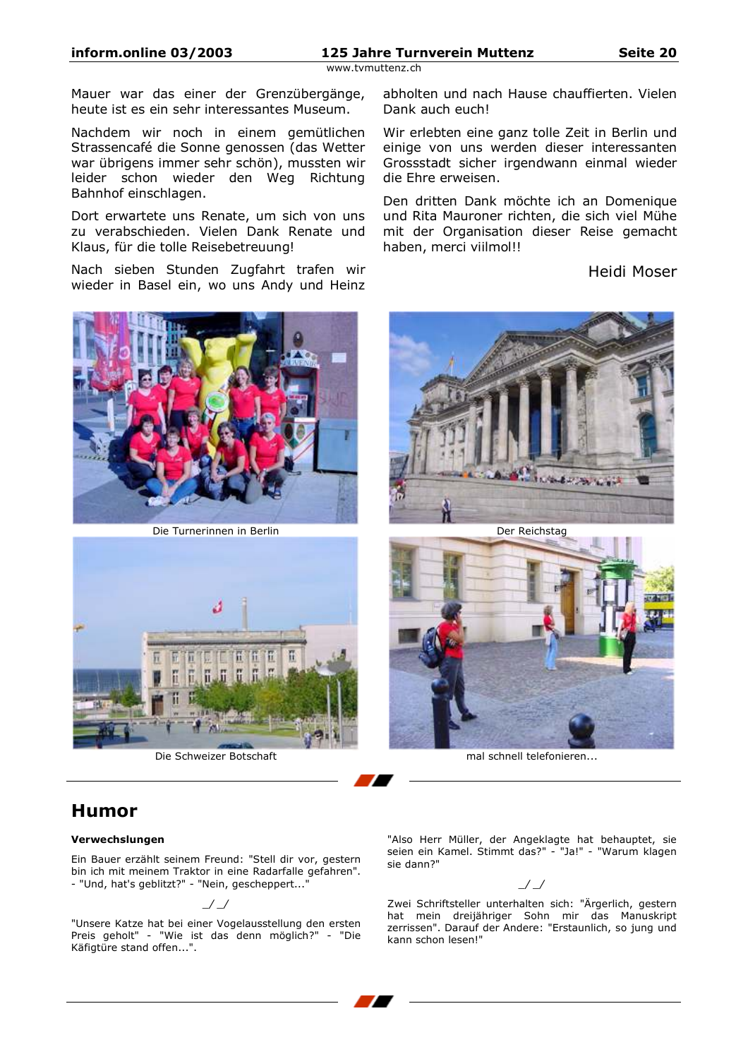Mauer war das einer der Grenzübergänge, heute ist es ein sehr interessantes Museum.

Nachdem wir noch in einem gemütlichen Strassencafé die Sonne genossen (das Wetter war übrigens immer sehr schön), mussten wir leider schon wieder den Weg Richtung Bahnhof einschlagen.

Dort erwartete uns Renate, um sich von uns zu verabschieden. Vielen Dank Renate und Klaus, für die tolle Reisebetreuung!

Nach sieben Stunden Zugfahrt trafen wir wieder in Basel ein, wo uns Andy und Heinz abholten und nach Hause chauffierten. Vielen Dank auch euch!

Wir erlebten eine ganz tolle Zeit in Berlin und einige von uns werden dieser interessanten Grossstadt sicher irgendwann einmal wieder die Ehre erweisen.

Den dritten Dank möchte ich an Domenique und Rita Mauroner richten, die sich viel Mühe mit der Organisation dieser Reise gemacht haben, merci viilmol!!

Heidi Moser

Die Turnerinnen in Berlin

Der Reichstag

Die Schweizer Botschaft

mal schnell telefonieren...

## Humor

**Verwechslungen**

Ein Bauer erzählt seinem Freund: "Stell dir vor, gestern bin ich mit meinem Traktor in eine Radarfalle gefahren". - "Und, hat's geblitzt?" - "Nein, gescheppert..."

_/ _/

"Unsere Katze hat bei einer Vogelausstellung den ersten Preis geholt" - "Wie ist das denn möglich?" - "Die Käfigtüre stand offen...".

"Also Herr Müller, der Angeklagte hat behauptet, sie seien ein Kamel. Stimmt das?" - "Ja!" - "Warum klagen sie dann?"

_/ _/

Zwei Schriftsteller unterhalten sich: "Ärgerlich, gestern hat mein dreijähriger Sohn mir das Manuskript zerrissen". Darauf der Andere: "Erstaunlich, so jung und kann schon lesen!"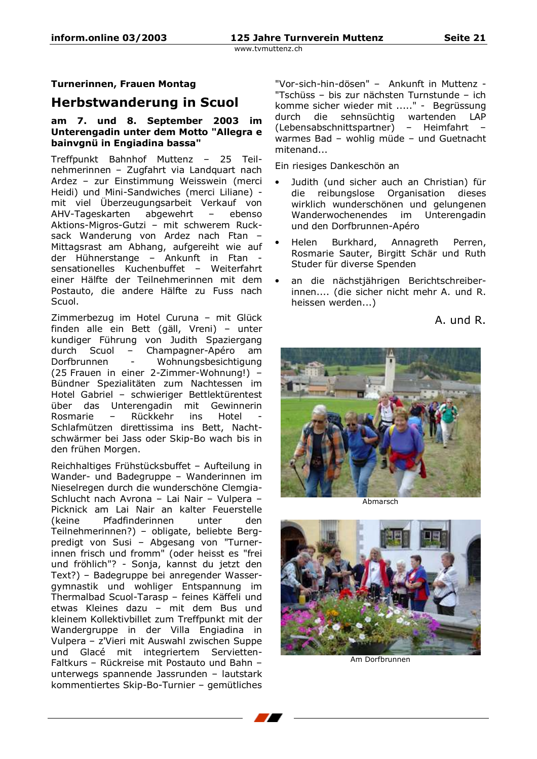**Turnerinnen, Frauen Montag**

## Herbstwanderung in Scuol

**am 7. und 8. September 2003 im Unterengadin unter dem Motto "Allegra e bainvgnü in Engiadina bassa"**

Treffpunkt Bahnhof Muttenz – 25 Teilnehmerinnen – Zugfahrt via Landquart nach Ardez – zur Einstimmung Weisswein (merci Heidi) und Mini-Sandwiches (merci Liliane) - mit viel Überzeugungsarbeit Verkauf von AHV-Tageskarten abgewehrt – ebenso Aktions-Migros-Gutzi – mit schwerem Rucksack Wanderung von Ardez nach Ftan – Mittagsrast am Abhang, aufgereiht wie auf der Hühnerstange – Ankunft in Ftan - sensationelles Kuchenbuffet – Weiterfahrt einer Hälfte der Teilnehmerinnen mit dem Postauto, die andere Hälfte zu Fuss nach Scuol.

Zimmerbezug im Hotel Curuna – mit Glück finden alle ein Bett (gäll, Vreni) – unter kundiger Führung von Judith Spaziergang durch Scuol – Champagner-Apéro am Dorfbrunnen - Wohnungsbesichtigung (25 Frauen in einer 2-Zimmer-Wohnung!) – Bündner Spezialitäten zum Nachtessen im Hotel Gabriel – schwieriger Bettlektürentest über das Unterengadin mit Gewinnerin Rosmarie – Rückkehr ins Hotel - Schlafmützen direttissima ins Bett, Nachtschwärmer bei Jass oder Skip-Bo wach bis in den frühen Morgen.

Reichhaltiges Frühstücksbuffet – Aufteilung in Wander- und Badegruppe – Wanderinnen im Nieselregen durch die wunderschöne Clemgia-Schlucht nach Avrona – Lai Nair – Vulpera – Picknick am Lai Nair an kalter Feuerstelle (keine Pfadfinderinnen unter den Teilnehmerinnen?) – obligate, beliebte Bergpredigt von Susi – Abgesang von "Turnerinnen frisch und fromm" (oder heisst es "frei und fröhlich"? - Sonja, kannst du jetzt den Text?) – Badegruppe bei anregender Wassergymnastik und wohliger Entspannung im Thermalbad Scuol-Tarasp – feines Käffeli und etwas Kleines dazu – mit dem Bus und kleinem Kollektivbillet zum Treffpunkt mit der Wandergruppe in der Villa Engiadina in Vulpera – z'Vieri mit Auswahl zwischen Suppe und Glacé mit integriertem Servietten-Faltkurs – Rückreise mit Postauto und Bahn – unterwegs spannende Jassrunden – lautstark kommentiertes Skip-Bo-Turnier – gemütliches "Vor-sich-hin-dösen" – Ankunft in Muttenz - "Tschüss – bis zur nächsten Turnstunde – ich komme sicher wieder mit ....." - Begrüssung durch die sehnsüchtig wartenden LAP (Lebensabschnittspartner) – Heimfahrt – warmes Bad – wohlig müde – und Guetnacht mitenand...

Ein riesiges Dankeschön an

- Judith (und sicher auch an Christian) für die reibungslose Organisation dieses wirklich wunderschönen und gelungenen Wanderwochenendes im Unterengadin und den Dorfbrunnen-Apéro
- Helen Burkhard, Annagreth Perren, Rosmarie Sauter, Birgitt Schär und Ruth Studer für diverse Spenden
- an die nächstjährigen Berichtschreiberinnen.... (die sicher nicht mehr A. und R. heissen werden...)

A. und R.

Abmarsch

Am Dorfbrunnen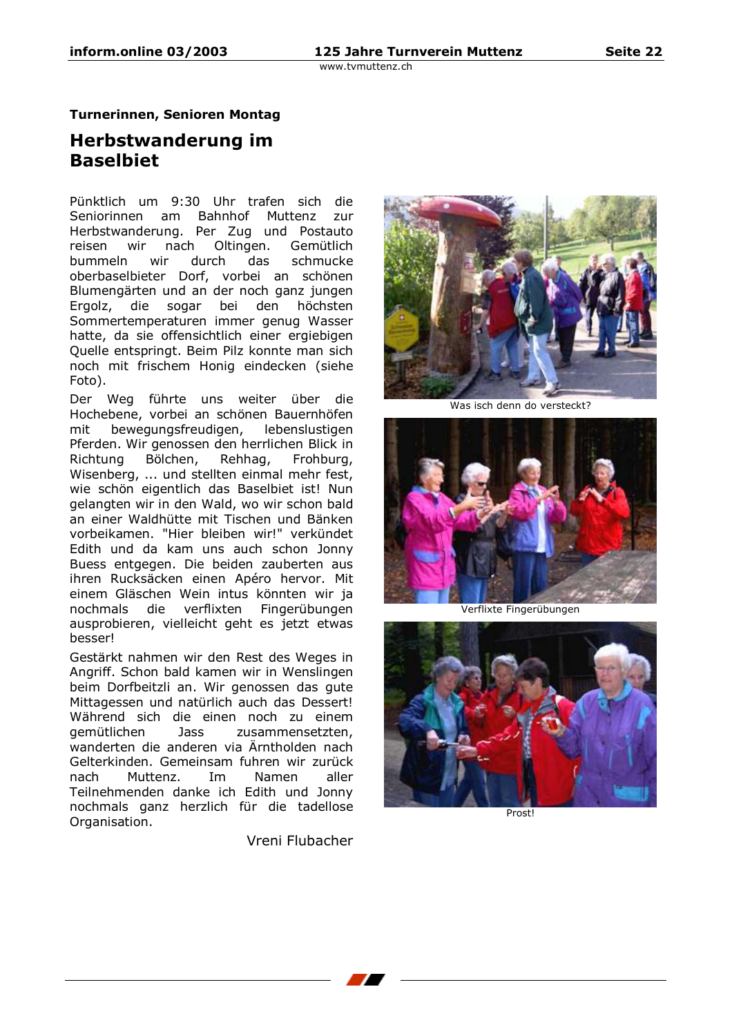**Turnerinnen, Senioren Montag**

# Herbstwanderung im Baselbiet

Pünktlich um 9:30 Uhr trafen sich die Seniorinnen am Bahnhof Muttenz zur Herbstwanderung. Per Zug und Postauto reisen wir nach Oltingen. Gemütlich bummeln wir durch das schmucke oberbaselbieter Dorf, vorbei an schönen Blumengärten und an der noch ganz jungen Ergolz, die sogar bei den höchsten Sommertemperaturen immer genug Wasser hatte, da sie offensichtlich einer ergiebigen Quelle entspringt. Beim Pilz konnte man sich noch mit frischem Honig eindecken (siehe Foto).

Der Weg führte uns weiter über die Hochebene, vorbei an schönen Bauernhöfen mit bewegungsfreudigen, lebenslustigen Pferden. Wir genossen den herrlichen Blick in Richtung Bölchen, Rehhag, Frohburg, Wisenberg, ... und stellten einmal mehr fest, wie schön eigentlich das Baselbiet ist! Nun gelangten wir in den Wald, wo wir schon bald an einer Waldhütte mit Tischen und Bänken vorbeikamen. "Hier bleiben wir!" verkündet Edith und da kam uns auch schon Jonny Buess entgegen. Die beiden zauberten aus ihren Rucksäcken einen Apéro hervor. Mit einem Gläschen Wein intus könnten wir ja nochmals die verflixten Fingerübungen ausprobieren, vielleicht geht es jetzt etwas besser!

Gestärkt nahmen wir den Rest des Weges in Angriff. Schon bald kamen wir in Wenslingen beim Dorfbeitzli an. Wir genossen das gute Mittagessen und natürlich auch das Dessert! Während sich die einen noch zu einem gemütlichen Jass zusammensetzten, wanderten die anderen via Ärntholden nach Gelterkinden. Gemeinsam fuhren wir zurück nach Muttenz. Im Namen aller Teilnehmenden danke ich Edith und Jonny nochmals ganz herzlich für die tadellose Organisation.

Vreni Flubacher

Was isch denn do versteckt?

Verflixte Fingerübungen

Prost!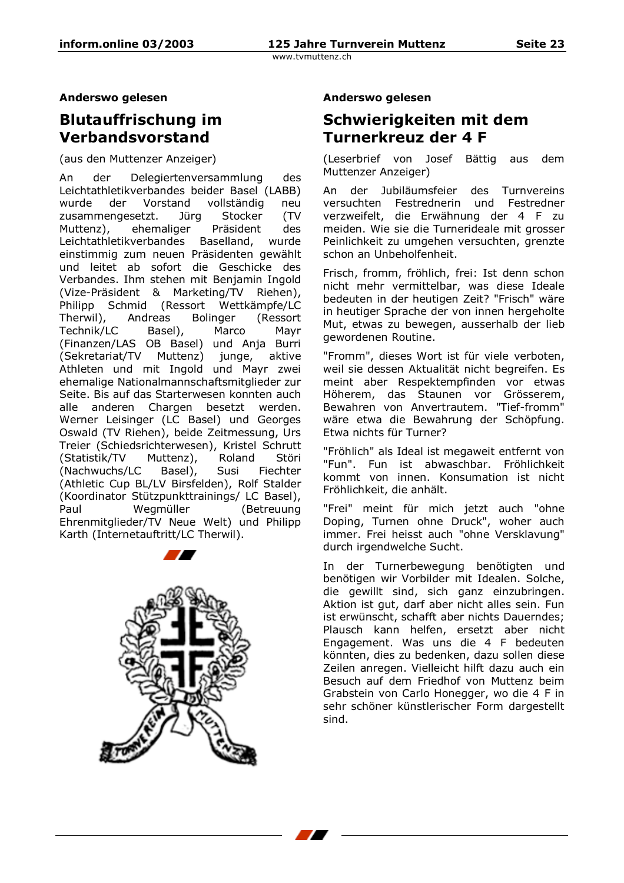### Anderswo gelesen

## Blutauffrischung im Verbandsvorstand

(aus den Muttenzer Anzeiger)

An der Delegiertenversammlung des Leichtathletikverbandes beider Basel (LABB) wurde der Vorstand vollständig neu zusammengesetzt. Jürg Stocker (TV Muttenz), ehemaliger Präsident des Leichtathletikverbandes Baselland, wurde einstimmig zum neuen Präsidenten gewählt und leitet ab sofort die Geschicke des Verbandes. Ihm stehen mit Benjamin Ingold (Vize-Präsident & Marketing/TV Riehen), Philipp Schmid (Ressort Wettkämpfe/LC Therwil), Andreas Bolinger (Ressort Technik/LC Basel), Marco Mayr (Finanzen/LAS OB Basel) und Anja Burri (Sekretariat/TV Muttenz) junge, aktive Athleten und mit Ingold und Mayr zwei ehemalige Nationalmannschaftsmitglieder zur Seite. Bis auf das Starterwesen konnten auch alle anderen Chargen besetzt werden. Werner Leisinger (LC Basel) und Georges Oswald (TV Riehen), beide Zeitmessung, Urs Treier (Schiedsrichterwesen), Kristel Schrutt (Statistik/TV Muttenz), Roland Störi (Nachwuchs/LC Basel), Susi Fiechter (Athletic Cup BL/LV Birsfelden), Rolf Stalder (Koordinator Stützpunkttrainings/ LC Basel), Paul Wegmüller (Betreuung Ehrenmitglieder/TV Neue Welt) und Philipp Karth (Internetauftritt/LC Therwil).

### Anderswo gelesen

## Schwierigkeiten mit dem Turnerkreuz der 4 F

(Leserbrief von Josef Bättig aus dem Muttenzer Anzeiger)

An der Jubiläumsfeier des Turnvereins versuchten Festrednerin und Festredner verzweifelt, die Erwähnung der 4 F zu meiden. Wie sie die Turnerideale mit grosser Peinlichkeit zu umgehen versuchten, grenzte schon an Unbeholfenheit.

Frisch, fromm, fröhlich, frei: Ist denn schon nicht mehr vermittelbar, was diese Ideale bedeuten in der heutigen Zeit? "Frisch" wäre in heutiger Sprache der von innen hergeholte Mut, etwas zu bewegen, ausserhalb der lieb gewordenen Routine.

"Fromm", dieses Wort ist für viele verboten, weil sie dessen Aktualität nicht begreifen. Es meint aber Respektempfinden vor etwas Höherem, das Staunen vor Grösserem, Bewahren von Anvertrautem. "Tief-fromm" wäre etwa die Bewahrung der Schöpfung. Etwa nichts für Turner?

"Fröhlich" als Ideal ist megaweit entfernt von "Fun". Fun ist abwaschbar. Fröhlichkeit kommt von innen. Konsumation ist nicht Fröhlichkeit, die anhält.

"Frei" meint für mich jetzt auch "ohne Doping, Turnen ohne Druck", woher auch immer. Frei heisst auch "ohne Versklavung" durch irgendwelche Sucht.

In der Turnerbewegung benötigten und benötigen wir Vorbilder mit Idealen. Solche, die gewillt sind, sich ganz einzubringen. Aktion ist gut, darf aber nicht alles sein. Fun ist erwünscht, schafft aber nichts Dauerndes; Plausch kann helfen, ersetzt aber nicht Engagement. Was uns die 4 F bedeuten könnten, dies zu bedenken, dazu sollen diese Zeilen anregen. Vielleicht hilft dazu auch ein Besuch auf dem Friedhof von Muttenz beim Grabstein von Carlo Honegger, wo die 4 F in sehr schöner künstlerischer Form dargestellt sind.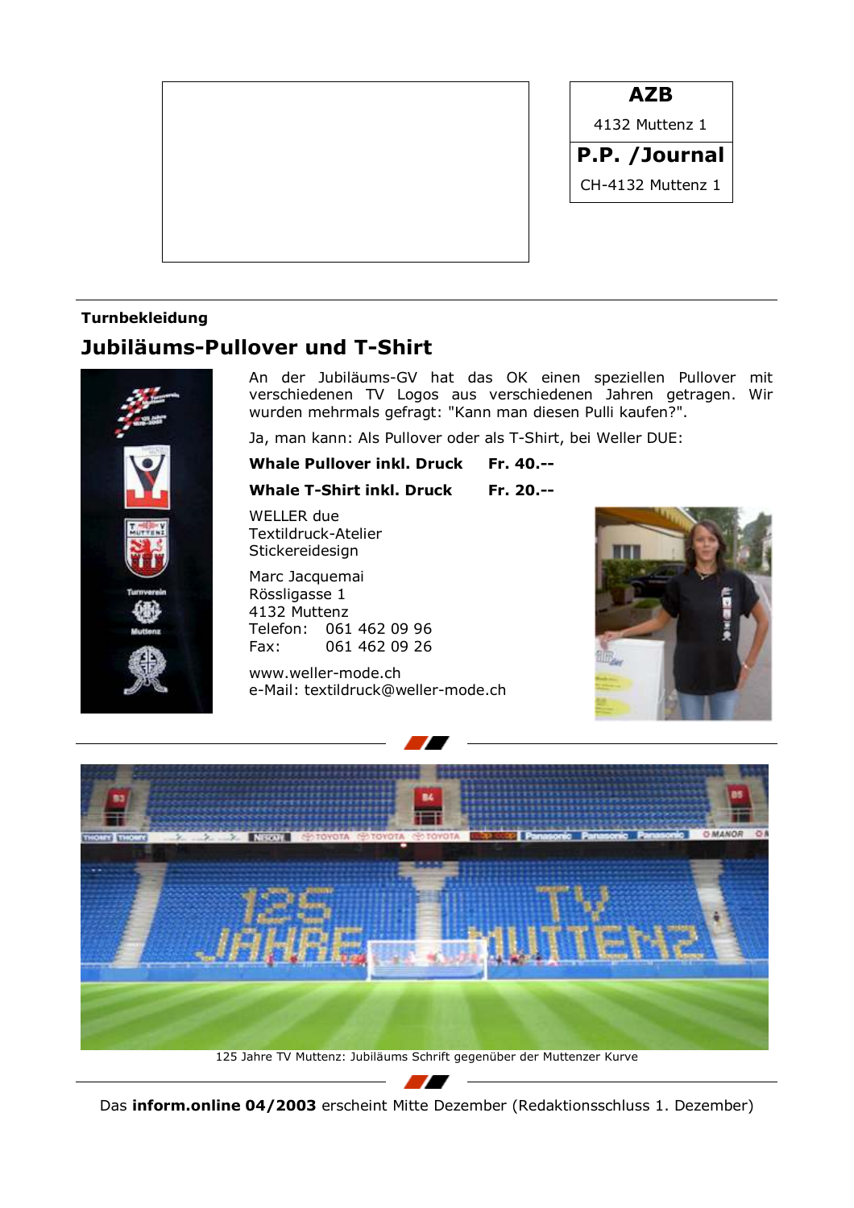**AZB**

4132 Muttenz 1

**P.P. /Journal**

CH-4132 Muttenz 1

**Turnbekleidung**

## Jubiläums-Pullover und T-Shirt

An der Jubiläums-GV hat das OK einen speziellen Pullover mit verschiedenen TV Logos aus verschiedenen Jahren getragen. Wir wurden mehrmals gefragt: "Kann man diesen Pulli kaufen?".

Ja, man kann: Als Pullover oder als T-Shirt, bei Weller DUE:

**Whale Pullover inkl. Druck Fr. 40.--**

**Whale T-Shirt inkl. Druck Fr. 20.--**

WELLER due
Textildruck-Atelier
Stickereidesign

Marc Jacquemai
Rössligasse 1
4132 Muttenz
Telefon: 061 462 09 96
Fax: 061 462 09 26

www.weller-mode.ch
e-Mail: textildruck@weller-mode.ch

125 Jahre TV Muttenz: Jubiläums Schrift gegenüber der Muttenzer Kurve

Das **inform.online 04/2003** erscheint Mitte Dezember (Redaktionsschluss 1. Dezember)